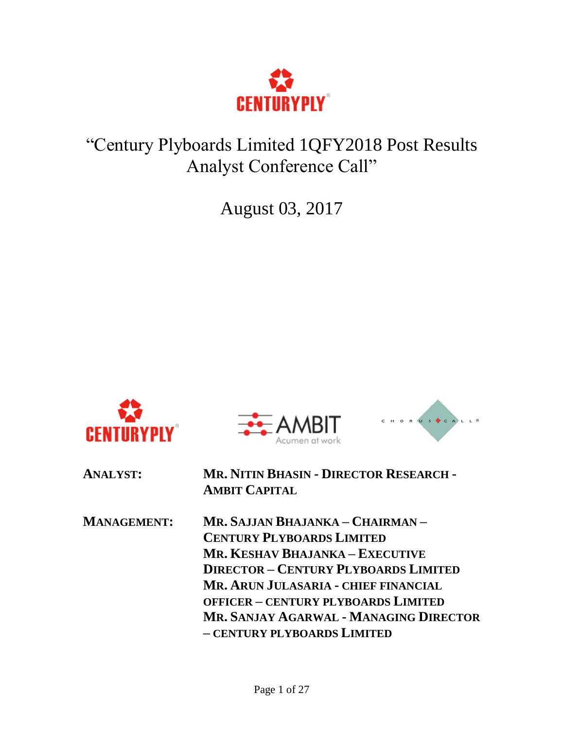# "Century Plyboards Limited 1QFY2018 Post Results Analyst Conference Call"

August 03, 2017

**ANALYST:** **MR. NITIN BHASIN - DIRECTOR RESEARCH - AMBIT CAPITAL**

**MANAGEMENT:** **MR. SAJJAN BHAJANKA – CHAIRMAN – CENTURY PLYBOARDS LIMITED**
**MR. KESHAV BHAJANKA – EXECUTIVE DIRECTOR – CENTURY PLYBOARDS LIMITED**
**MR. ARUN JULASARIA - CHIEF FINANCIAL OFFICER – CENTURY PLYBOARDS LIMITED**
**MR. SANJAY AGARWAL - MANAGING DIRECTOR – CENTURY PLYBOARDS LIMITED**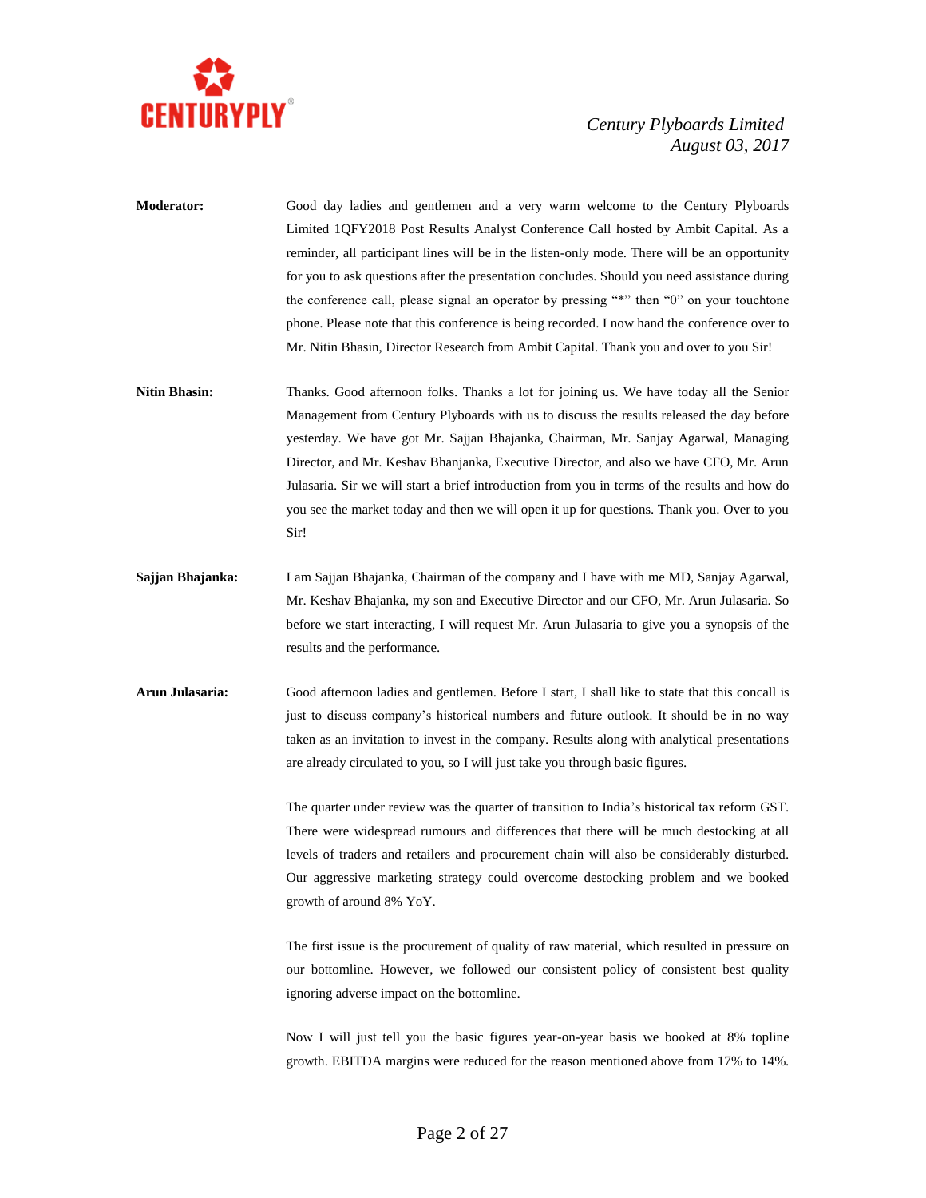**Moderator:** Good day ladies and gentlemen and a very warm welcome to the Century Plyboards Limited 1QFY2018 Post Results Analyst Conference Call hosted by Ambit Capital. As a reminder, all participant lines will be in the listen-only mode. There will be an opportunity for you to ask questions after the presentation concludes. Should you need assistance during the conference call, please signal an operator by pressing "*" then "0" on your touchtone phone. Please note that this conference is being recorded. I now hand the conference over to Mr. Nitin Bhasin, Director Research from Ambit Capital. Thank you and over to you Sir!

**Nitin Bhasin:** Thanks. Good afternoon folks. Thanks a lot for joining us. We have today all the Senior Management from Century Plyboards with us to discuss the results released the day before yesterday. We have got Mr. Sajjan Bhajanka, Chairman, Mr. Sanjay Agarwal, Managing Director, and Mr. Keshav Bhanjanka, Executive Director, and also we have CFO, Mr. Arun Julasaria. Sir we will start a brief introduction from you in terms of the results and how do you see the market today and then we will open it up for questions. Thank you. Over to you Sir!

**Sajjan Bhajanka:** I am Sajjan Bhajanka, Chairman of the company and I have with me MD, Sanjay Agarwal, Mr. Keshav Bhajanka, my son and Executive Director and our CFO, Mr. Arun Julasaria. So before we start interacting, I will request Mr. Arun Julasaria to give you a synopsis of the results and the performance.

**Arun Julasaria:** Good afternoon ladies and gentlemen. Before I start, I shall like to state that this concall is just to discuss company's historical numbers and future outlook. It should be in no way taken as an invitation to invest in the company. Results along with analytical presentations are already circulated to you, so I will just take you through basic figures.

The quarter under review was the quarter of transition to India's historical tax reform GST. There were widespread rumours and differences that there will be much destocking at all levels of traders and retailers and procurement chain will also be considerably disturbed. Our aggressive marketing strategy could overcome destocking problem and we booked growth of around 8% YoY.

The first issue is the procurement of quality of raw material, which resulted in pressure on our bottomline. However, we followed our consistent policy of consistent best quality ignoring adverse impact on the bottomline.

Now I will just tell you the basic figures year-on-year basis we booked at 8% topline growth. EBITDA margins were reduced for the reason mentioned above from 17% to 14%.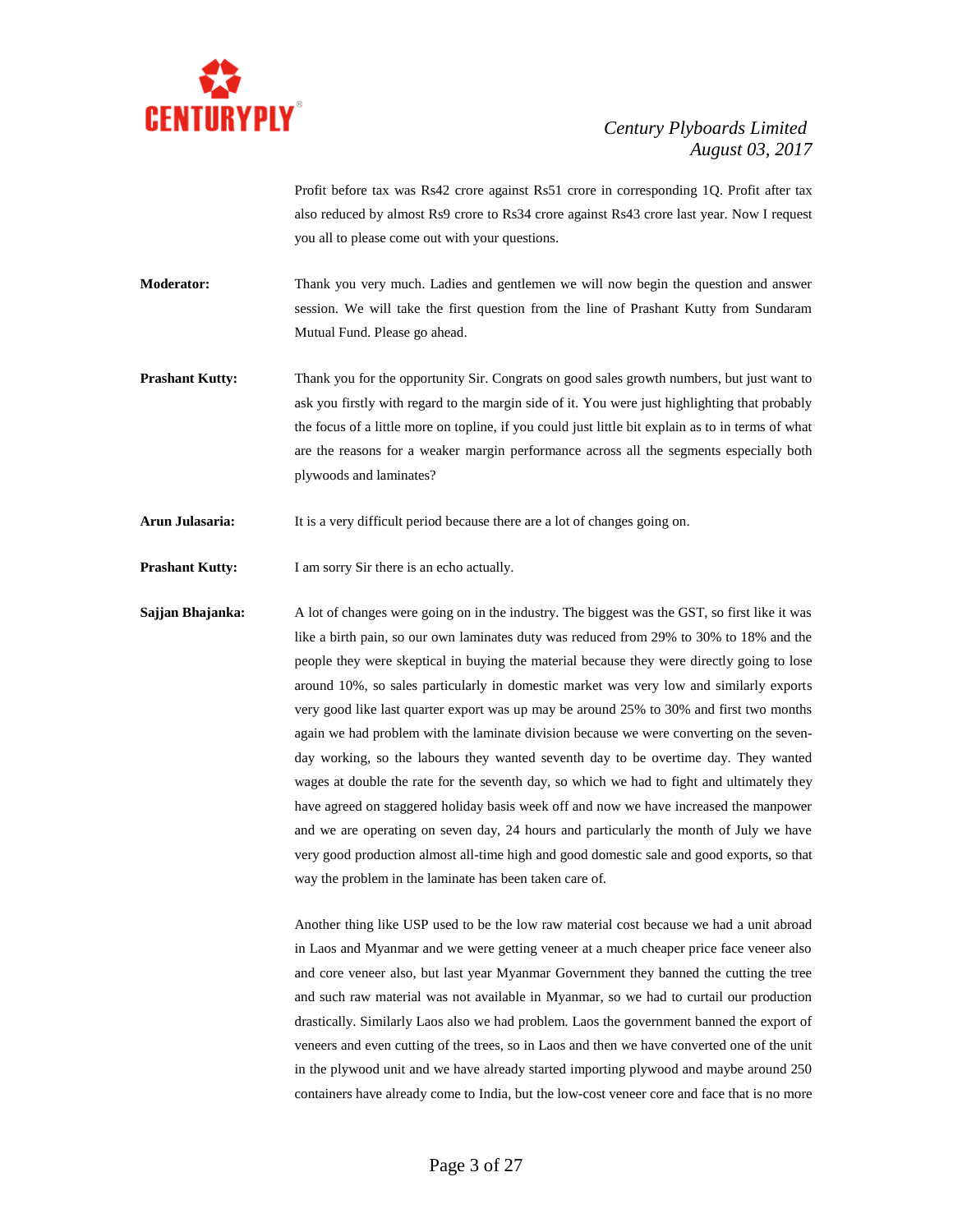Profit before tax was Rs42 crore against Rs51 crore in corresponding 1Q. Profit after tax also reduced by almost Rs9 crore to Rs34 crore against Rs43 crore last year. Now I request you all to please come out with your questions.

**Moderator:** Thank you very much. Ladies and gentlemen we will now begin the question and answer session. We will take the first question from the line of Prashant Kutty from Sundaram Mutual Fund. Please go ahead.

**Prashant Kutty:** Thank you for the opportunity Sir. Congrats on good sales growth numbers, but just want to ask you firstly with regard to the margin side of it. You were just highlighting that probably the focus of a little more on topline, if you could just little bit explain as to in terms of what are the reasons for a weaker margin performance across all the segments especially both plywoods and laminates?

**Arun Julasaria:** It is a very difficult period because there are a lot of changes going on.

**Prashant Kutty:** I am sorry Sir there is an echo actually.

**Sajjan Bhajanka:** A lot of changes were going on in the industry. The biggest was the GST, so first like it was like a birth pain, so our own laminates duty was reduced from 29% to 30% to 18% and the people they were skeptical in buying the material because they were directly going to lose around 10%, so sales particularly in domestic market was very low and similarly exports very good like last quarter export was up may be around 25% to 30% and first two months again we had problem with the laminate division because we were converting on the seven-day working, so the labours they wanted seventh day to be overtime day. They wanted wages at double the rate for the seventh day, so which we had to fight and ultimately they have agreed on staggered holiday basis week off and now we have increased the manpower and we are operating on seven day, 24 hours and particularly the month of July we have very good production almost all-time high and good domestic sale and good exports, so that way the problem in the laminate has been taken care of.

Another thing like USP used to be the low raw material cost because we had a unit abroad in Laos and Myanmar and we were getting veneer at a much cheaper price face veneer also and core veneer also, but last year Myanmar Government they banned the cutting the tree and such raw material was not available in Myanmar, so we had to curtail our production drastically. Similarly Laos also we had problem. Laos the government banned the export of veneers and even cutting of the trees, so in Laos and then we have converted one of the unit in the plywood unit and we have already started importing plywood and maybe around 250 containers have already come to India, but the low-cost veneer core and face that is no more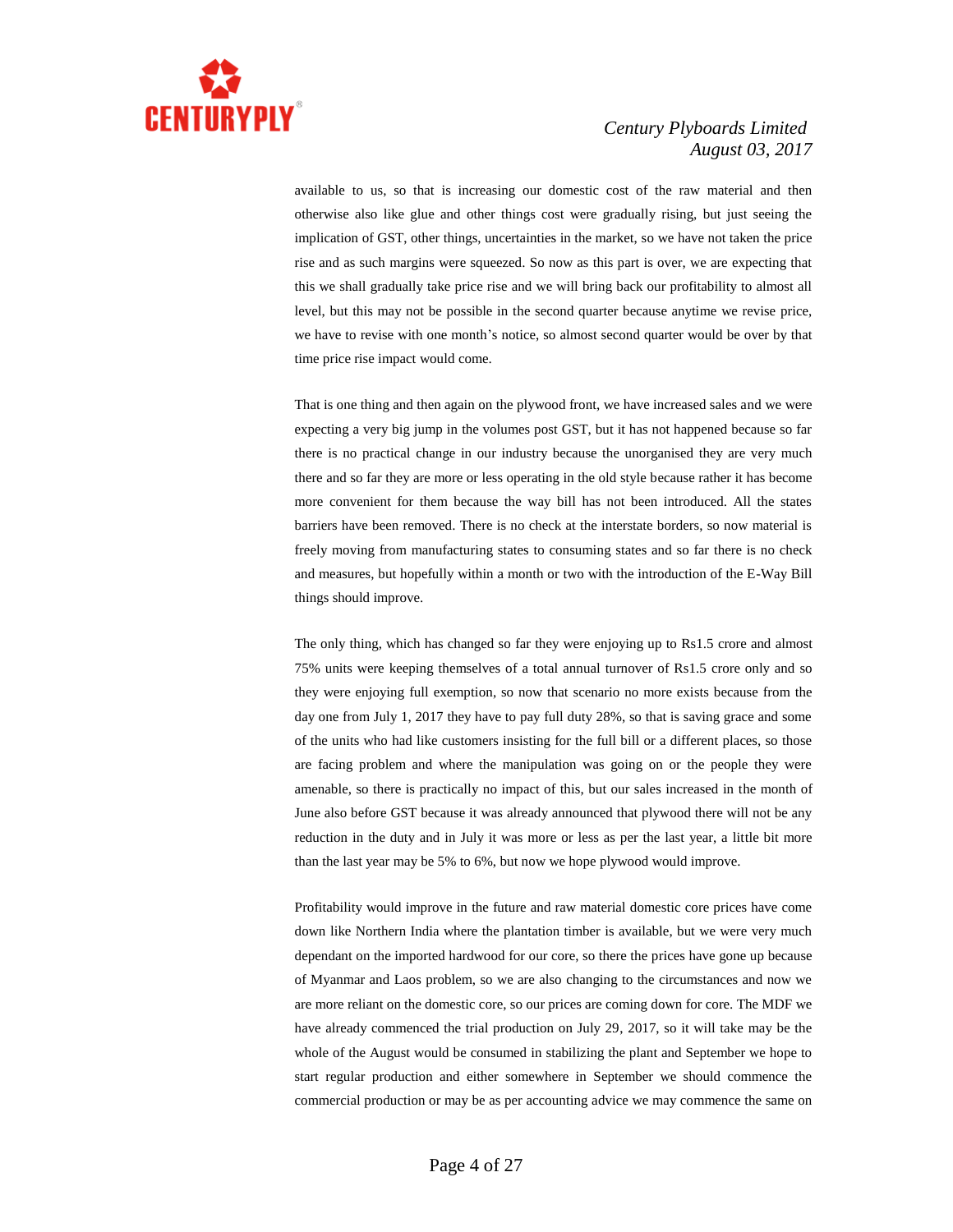available to us, so that is increasing our domestic cost of the raw material and then otherwise also like glue and other things cost were gradually rising, but just seeing the implication of GST, other things, uncertainties in the market, so we have not taken the price rise and as such margins were squeezed. So now as this part is over, we are expecting that this we shall gradually take price rise and we will bring back our profitability to almost all level, but this may not be possible in the second quarter because anytime we revise price, we have to revise with one month's notice, so almost second quarter would be over by that time price rise impact would come.

That is one thing and then again on the plywood front, we have increased sales and we were expecting a very big jump in the volumes post GST, but it has not happened because so far there is no practical change in our industry because the unorganised they are very much there and so far they are more or less operating in the old style because rather it has become more convenient for them because the way bill has not been introduced. All the states barriers have been removed. There is no check at the interstate borders, so now material is freely moving from manufacturing states to consuming states and so far there is no check and measures, but hopefully within a month or two with the introduction of the E-Way Bill things should improve.

The only thing, which has changed so far they were enjoying up to Rs1.5 crore and almost 75% units were keeping themselves of a total annual turnover of Rs1.5 crore only and so they were enjoying full exemption, so now that scenario no more exists because from the day one from July 1, 2017 they have to pay full duty 28%, so that is saving grace and some of the units who had like customers insisting for the full bill or a different places, so those are facing problem and where the manipulation was going on or the people they were amenable, so there is practically no impact of this, but our sales increased in the month of June also before GST because it was already announced that plywood there will not be any reduction in the duty and in July it was more or less as per the last year, a little bit more than the last year may be 5% to 6%, but now we hope plywood would improve.

Profitability would improve in the future and raw material domestic core prices have come down like Northern India where the plantation timber is available, but we were very much dependant on the imported hardwood for our core, so there the prices have gone up because of Myanmar and Laos problem, so we are also changing to the circumstances and now we are more reliant on the domestic core, so our prices are coming down for core. The MDF we have already commenced the trial production on July 29, 2017, so it will take may be the whole of the August would be consumed in stabilizing the plant and September we hope to start regular production and either somewhere in September we should commence the commercial production or may be as per accounting advice we may commence the same on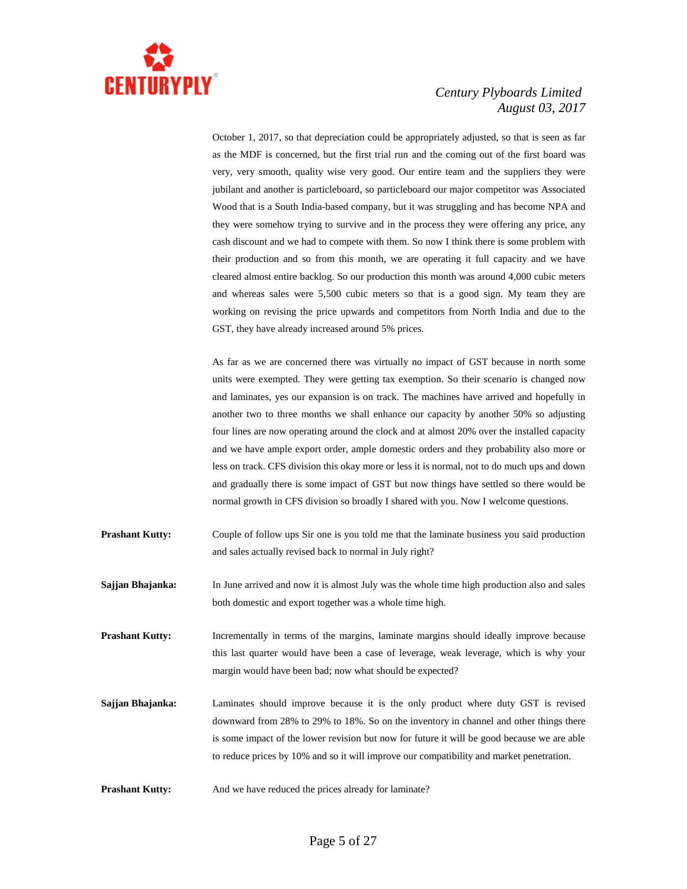October 1, 2017, so that depreciation could be appropriately adjusted, so that is seen as far as the MDF is concerned, but the first trial run and the coming out of the first board was very, very smooth, quality wise very good. Our entire team and the suppliers they were jubilant and another is particleboard, so particleboard our major competitor was Associated Wood that is a South India-based company, but it was struggling and has become NPA and they were somehow trying to survive and in the process they were offering any price, any cash discount and we had to compete with them. So now I think there is some problem with their production and so from this month, we are operating it full capacity and we have cleared almost entire backlog. So our production this month was around 4,000 cubic meters and whereas sales were 5,500 cubic meters so that is a good sign. My team they are working on revising the price upwards and competitors from North India and due to the GST, they have already increased around 5% prices.

As far as we are concerned there was virtually no impact of GST because in north some units were exempted. They were getting tax exemption. So their scenario is changed now and laminates, yes our expansion is on track. The machines have arrived and hopefully in another two to three months we shall enhance our capacity by another 50% so adjusting four lines are now operating around the clock and at almost 20% over the installed capacity and we have ample export order, ample domestic orders and they probability also more or less on track. CFS division this okay more or less it is normal, not to do much ups and down and gradually there is some impact of GST but now things have settled so there would be normal growth in CFS division so broadly I shared with you. Now I welcome questions.

**Prashant Kutty:** Couple of follow ups Sir one is you told me that the laminate business you said production and sales actually revised back to normal in July right?

**Sajjan Bhajanka:** In June arrived and now it is almost July was the whole time high production also and sales both domestic and export together was a whole time high.

**Prashant Kutty:** Incrementally in terms of the margins, laminate margins should ideally improve because this last quarter would have been a case of leverage, weak leverage, which is why your margin would have been bad; now what should be expected?

**Sajjan Bhajanka:** Laminates should improve because it is the only product where duty GST is revised downward from 28% to 29% to 18%. So on the inventory in channel and other things there is some impact of the lower revision but now for future it will be good because we are able to reduce prices by 10% and so it will improve our compatibility and market penetration.

**Prashant Kutty:** And we have reduced the prices already for laminate?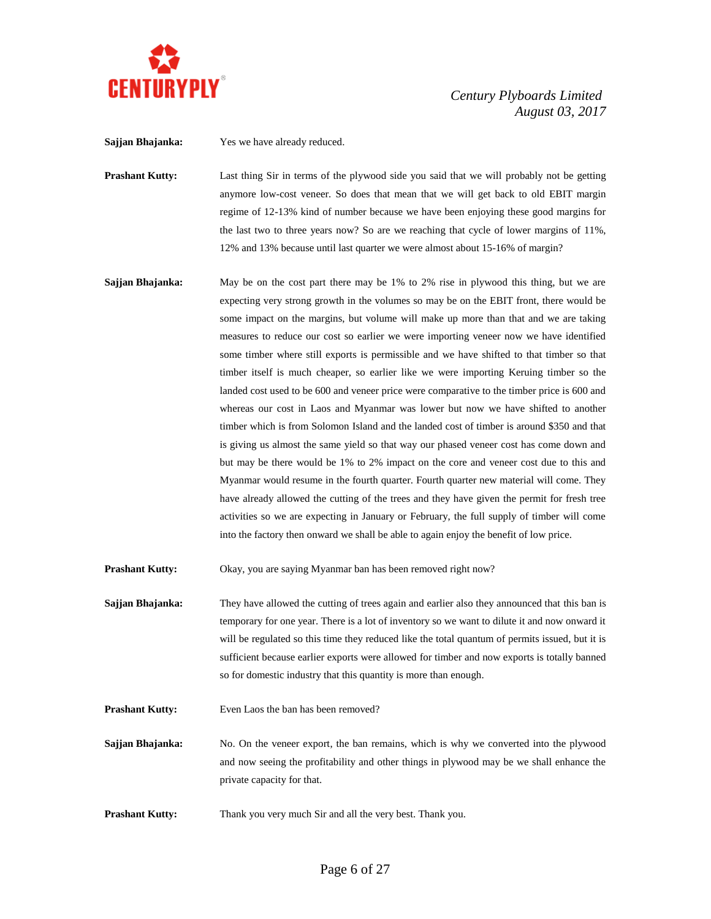**Sajjan Bhajanka:** Yes we have already reduced.

**Prashant Kutty:** Last thing Sir in terms of the plywood side you said that we will probably not be getting anymore low-cost veneer. So does that mean that we will get back to old EBIT margin regime of 12-13% kind of number because we have been enjoying these good margins for the last two to three years now? So are we reaching that cycle of lower margins of 11%, 12% and 13% because until last quarter we were almost about 15-16% of margin?

**Sajjan Bhajanka:** May be on the cost part there may be 1% to 2% rise in plywood this thing, but we are expecting very strong growth in the volumes so may be on the EBIT front, there would be some impact on the margins, but volume will make up more than that and we are taking measures to reduce our cost so earlier we were importing veneer now we have identified some timber where still exports is permissible and we have shifted to that timber so that timber itself is much cheaper, so earlier like we were importing Keruing timber so the landed cost used to be 600 and veneer price were comparative to the timber price is 600 and whereas our cost in Laos and Myanmar was lower but now we have shifted to another timber which is from Solomon Island and the landed cost of timber is around $350 and that is giving us almost the same yield so that way our phased veneer cost has come down and but may be there would be 1% to 2% impact on the core and veneer cost due to this and Myanmar would resume in the fourth quarter. Fourth quarter new material will come. They have already allowed the cutting of the trees and they have given the permit for fresh tree activities so we are expecting in January or February, the full supply of timber will come into the factory then onward we shall be able to again enjoy the benefit of low price.

**Prashant Kutty:** Okay, you are saying Myanmar ban has been removed right now?

**Sajjan Bhajanka:** They have allowed the cutting of trees again and earlier also they announced that this ban is temporary for one year. There is a lot of inventory so we want to dilute it and now onward it will be regulated so this time they reduced like the total quantum of permits issued, but it is sufficient because earlier exports were allowed for timber and now exports is totally banned so for domestic industry that this quantity is more than enough.

**Prashant Kutty:** Even Laos the ban has been removed?

**Sajjan Bhajanka:** No. On the veneer export, the ban remains, which is why we converted into the plywood and now seeing the profitability and other things in plywood may be we shall enhance the private capacity for that.

**Prashant Kutty:** Thank you very much Sir and all the very best. Thank you.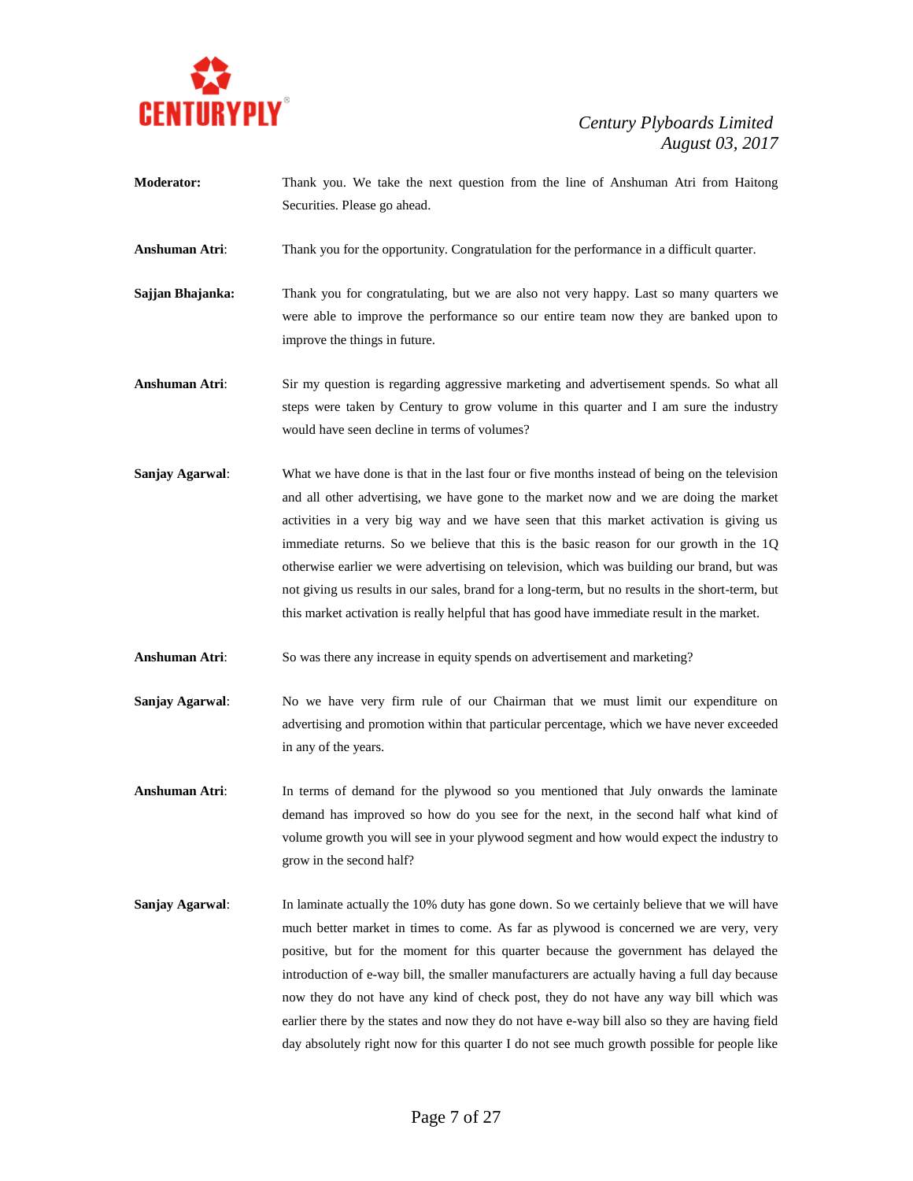**Moderator:** Thank you. We take the next question from the line of Anshuman Atri from Haitong Securities. Please go ahead.

**Anshuman Atri**: Thank you for the opportunity. Congratulation for the performance in a difficult quarter.

**Sajjan Bhajanka:** Thank you for congratulating, but we are also not very happy. Last so many quarters we were able to improve the performance so our entire team now they are banked upon to improve the things in future.

**Anshuman Atri**: Sir my question is regarding aggressive marketing and advertisement spends. So what all steps were taken by Century to grow volume in this quarter and I am sure the industry would have seen decline in terms of volumes?

**Sanjay Agarwal**: What we have done is that in the last four or five months instead of being on the television and all other advertising, we have gone to the market now and we are doing the market activities in a very big way and we have seen that this market activation is giving us immediate returns. So we believe that this is the basic reason for our growth in the 1Q otherwise earlier we were advertising on television, which was building our brand, but was not giving us results in our sales, brand for a long-term, but no results in the short-term, but this market activation is really helpful that has good have immediate result in the market.

**Anshuman Atri**: So was there any increase in equity spends on advertisement and marketing?

**Sanjay Agarwal**: No we have very firm rule of our Chairman that we must limit our expenditure on advertising and promotion within that particular percentage, which we have never exceeded in any of the years.

**Anshuman Atri**: In terms of demand for the plywood so you mentioned that July onwards the laminate demand has improved so how do you see for the next, in the second half what kind of volume growth you will see in your plywood segment and how would expect the industry to grow in the second half?

**Sanjay Agarwal**: In laminate actually the 10% duty has gone down. So we certainly believe that we will have much better market in times to come. As far as plywood is concerned we are very, very positive, but for the moment for this quarter because the government has delayed the introduction of e-way bill, the smaller manufacturers are actually having a full day because now they do not have any kind of check post, they do not have any way bill which was earlier there by the states and now they do not have e-way bill also so they are having field day absolutely right now for this quarter I do not see much growth possible for people like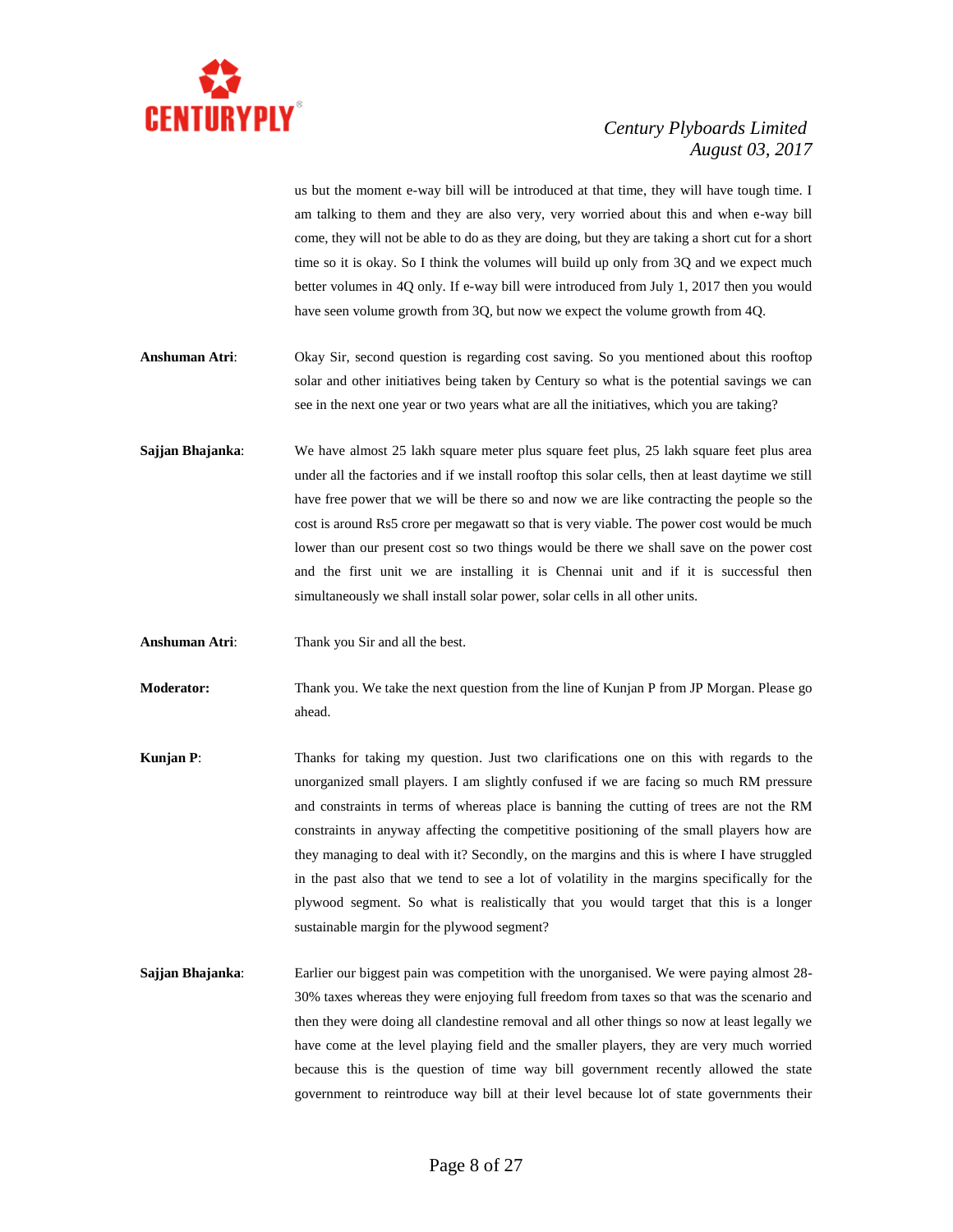us but the moment e-way bill will be introduced at that time, they will have tough time. I am talking to them and they are also very, very worried about this and when e-way bill come, they will not be able to do as they are doing, but they are taking a short cut for a short time so it is okay. So I think the volumes will build up only from 3Q and we expect much better volumes in 4Q only. If e-way bill were introduced from July 1, 2017 then you would have seen volume growth from 3Q, but now we expect the volume growth from 4Q.

**Anshuman Atri**: Okay Sir, second question is regarding cost saving. So you mentioned about this rooftop solar and other initiatives being taken by Century so what is the potential savings we can see in the next one year or two years what are all the initiatives, which you are taking?

**Sajjan Bhajanka**: We have almost 25 lakh square meter plus square feet plus, 25 lakh square feet plus area under all the factories and if we install rooftop this solar cells, then at least daytime we still have free power that we will be there so and now we are like contracting the people so the cost is around Rs5 crore per megawatt so that is very viable. The power cost would be much lower than our present cost so two things would be there we shall save on the power cost and the first unit we are installing it is Chennai unit and if it is successful then simultaneously we shall install solar power, solar cells in all other units.

**Anshuman Atri**: Thank you Sir and all the best.

**Moderator:** Thank you. We take the next question from the line of Kunjan P from JP Morgan. Please go ahead.

**Kunjan P**: Thanks for taking my question. Just two clarifications one on this with regards to the unorganized small players. I am slightly confused if we are facing so much RM pressure and constraints in terms of whereas place is banning the cutting of trees are not the RM constraints in anyway affecting the competitive positioning of the small players how are they managing to deal with it? Secondly, on the margins and this is where I have struggled in the past also that we tend to see a lot of volatility in the margins specifically for the plywood segment. So what is realistically that you would target that this is a longer sustainable margin for the plywood segment?

**Sajjan Bhajanka**: Earlier our biggest pain was competition with the unorganised. We were paying almost 28-30% taxes whereas they were enjoying full freedom from taxes so that was the scenario and then they were doing all clandestine removal and all other things so now at least legally we have come at the level playing field and the smaller players, they are very much worried because this is the question of time way bill government recently allowed the state government to reintroduce way bill at their level because lot of state governments their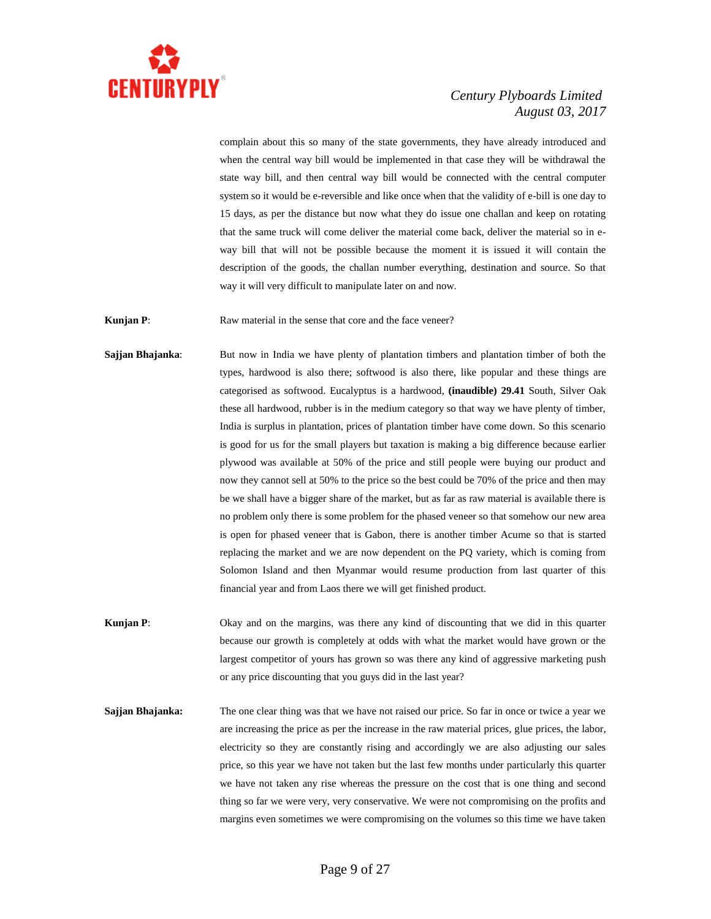complain about this so many of the state governments, they have already introduced and when the central way bill would be implemented in that case they will be withdrawal the state way bill, and then central way bill would be connected with the central computer system so it would be e-reversible and like once when that the validity of e-bill is one day to 15 days, as per the distance but now what they do issue one challan and keep on rotating that the same truck will come deliver the material come back, deliver the material so in e-way bill that will not be possible because the moment it is issued it will contain the description of the goods, the challan number everything, destination and source. So that way it will very difficult to manipulate later on and now.

**Kunjan P**: Raw material in the sense that core and the face veneer?

**Sajjan Bhajanka**: But now in India we have plenty of plantation timbers and plantation timber of both the types, hardwood is also there; softwood is also there, like popular and these things are categorised as softwood. Eucalyptus is a hardwood, **(inaudible) 29.41** South, Silver Oak these all hardwood, rubber is in the medium category so that way we have plenty of timber, India is surplus in plantation, prices of plantation timber have come down. So this scenario is good for us for the small players but taxation is making a big difference because earlier plywood was available at 50% of the price and still people were buying our product and now they cannot sell at 50% to the price so the best could be 70% of the price and then may be we shall have a bigger share of the market, but as far as raw material is available there is no problem only there is some problem for the phased veneer so that somehow our new area is open for phased veneer that is Gabon, there is another timber Acume so that is started replacing the market and we are now dependent on the PQ variety, which is coming from Solomon Island and then Myanmar would resume production from last quarter of this financial year and from Laos there we will get finished product.

**Kunjan P**: Okay and on the margins, was there any kind of discounting that we did in this quarter because our growth is completely at odds with what the market would have grown or the largest competitor of yours has grown so was there any kind of aggressive marketing push or any price discounting that you guys did in the last year?

**Sajjan Bhajanka:** The one clear thing was that we have not raised our price. So far in once or twice a year we are increasing the price as per the increase in the raw material prices, glue prices, the labor, electricity so they are constantly rising and accordingly we are also adjusting our sales price, so this year we have not taken but the last few months under particularly this quarter we have not taken any rise whereas the pressure on the cost that is one thing and second thing so far we were very, very conservative. We were not compromising on the profits and margins even sometimes we were compromising on the volumes so this time we have taken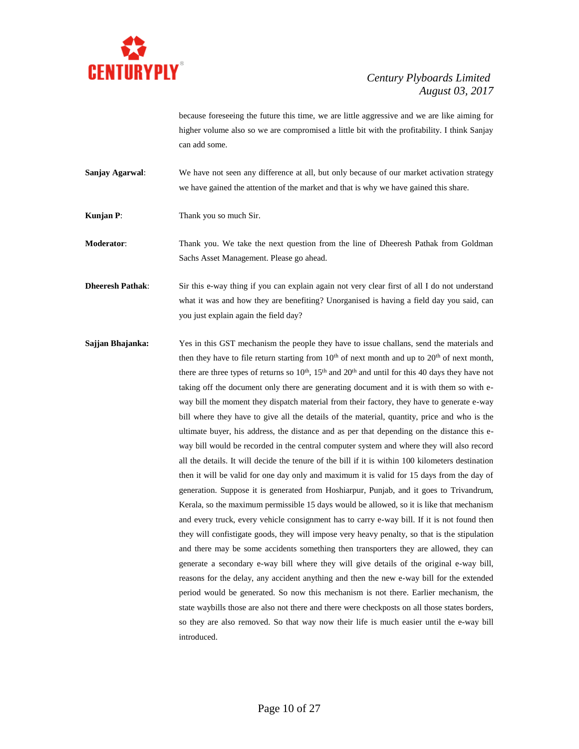because foreseeing the future this time, we are little aggressive and we are like aiming for higher volume also so we are compromised a little bit with the profitability. I think Sanjay can add some.

**Sanjay Agarwal**: We have not seen any difference at all, but only because of our market activation strategy we have gained the attention of the market and that is why we have gained this share.

**Kunjan P**: Thank you so much Sir.

**Moderator**: Thank you. We take the next question from the line of Dheeresh Pathak from Goldman Sachs Asset Management. Please go ahead.

**Dheeresh Pathak**: Sir this e-way thing if you can explain again not very clear first of all I do not understand what it was and how they are benefiting? Unorganised is having a field day you said, can you just explain again the field day?

**Sajjan Bhajanka:** Yes in this GST mechanism the people they have to issue challans, send the materials and then they have to file return starting from 10th of next month and up to 20th of next month, there are three types of returns so 10th, 15th and 20th and until for this 40 days they have not taking off the document only there are generating document and it is with them so with e-way bill the moment they dispatch material from their factory, they have to generate e-way bill where they have to give all the details of the material, quantity, price and who is the ultimate buyer, his address, the distance and as per that depending on the distance this e-way bill would be recorded in the central computer system and where they will also record all the details. It will decide the tenure of the bill if it is within 100 kilometers destination then it will be valid for one day only and maximum it is valid for 15 days from the day of generation. Suppose it is generated from Hoshiarpur, Punjab, and it goes to Trivandrum, Kerala, so the maximum permissible 15 days would be allowed, so it is like that mechanism and every truck, every vehicle consignment has to carry e-way bill. If it is not found then they will confistigate goods, they will impose very heavy penalty, so that is the stipulation and there may be some accidents something then transporters they are allowed, they can generate a secondary e-way bill where they will give details of the original e-way bill, reasons for the delay, any accident anything and then the new e-way bill for the extended period would be generated. So now this mechanism is not there. Earlier mechanism, the state waybills those are also not there and there were checkposts on all those states borders, so they are also removed. So that way now their life is much easier until the e-way bill introduced.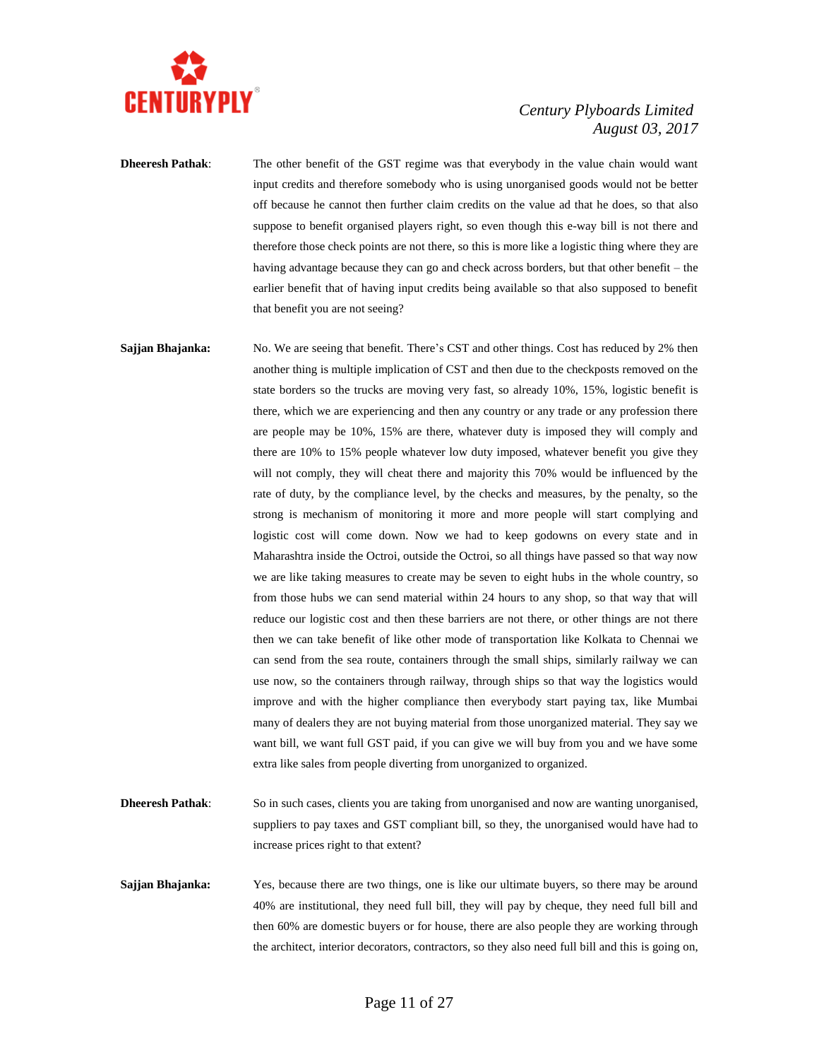**Dheeresh Pathak**: The other benefit of the GST regime was that everybody in the value chain would want input credits and therefore somebody who is using unorganised goods would not be better off because he cannot then further claim credits on the value ad that he does, so that also suppose to benefit organised players right, so even though this e-way bill is not there and therefore those check points are not there, so this is more like a logistic thing where they are having advantage because they can go and check across borders, but that other benefit – the earlier benefit that of having input credits being available so that also supposed to benefit that benefit you are not seeing?

**Sajjan Bhajanka:** No. We are seeing that benefit. There's CST and other things. Cost has reduced by 2% then another thing is multiple implication of CST and then due to the checkposts removed on the state borders so the trucks are moving very fast, so already 10%, 15%, logistic benefit is there, which we are experiencing and then any country or any trade or any profession there are people may be 10%, 15% are there, whatever duty is imposed they will comply and there are 10% to 15% people whatever low duty imposed, whatever benefit you give they will not comply, they will cheat there and majority this 70% would be influenced by the rate of duty, by the compliance level, by the checks and measures, by the penalty, so the strong is mechanism of monitoring it more and more people will start complying and logistic cost will come down. Now we had to keep godowns on every state and in Maharashtra inside the Octroi, outside the Octroi, so all things have passed so that way now we are like taking measures to create may be seven to eight hubs in the whole country, so from those hubs we can send material within 24 hours to any shop, so that way that will reduce our logistic cost and then these barriers are not there, or other things are not there then we can take benefit of like other mode of transportation like Kolkata to Chennai we can send from the sea route, containers through the small ships, similarly railway we can use now, so the containers through railway, through ships so that way the logistics would improve and with the higher compliance then everybody start paying tax, like Mumbai many of dealers they are not buying material from those unorganized material. They say we want bill, we want full GST paid, if you can give we will buy from you and we have some extra like sales from people diverting from unorganized to organized.

**Dheeresh Pathak**: So in such cases, clients you are taking from unorganised and now are wanting unorganised, suppliers to pay taxes and GST compliant bill, so they, the unorganised would have had to increase prices right to that extent?

**Sajjan Bhajanka:** Yes, because there are two things, one is like our ultimate buyers, so there may be around 40% are institutional, they need full bill, they will pay by cheque, they need full bill and then 60% are domestic buyers or for house, there are also people they are working through the architect, interior decorators, contractors, so they also need full bill and this is going on,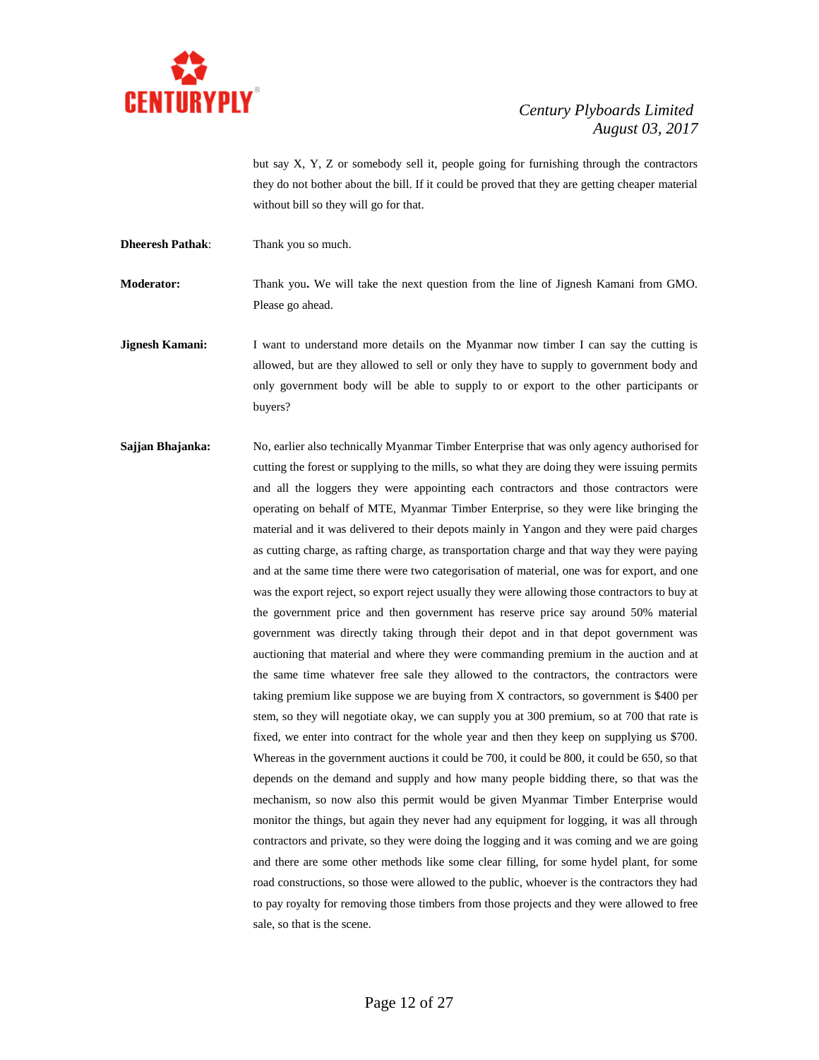but say X, Y, Z or somebody sell it, people going for furnishing through the contractors they do not bother about the bill. If it could be proved that they are getting cheaper material without bill so they will go for that.

**Dheeresh Pathak**: Thank you so much.

**Moderator:** Thank you**.** We will take the next question from the line of Jignesh Kamani from GMO. Please go ahead.

**Jignesh Kamani:** I want to understand more details on the Myanmar now timber I can say the cutting is allowed, but are they allowed to sell or only they have to supply to government body and only government body will be able to supply to or export to the other participants or buyers?

**Sajjan Bhajanka:** No, earlier also technically Myanmar Timber Enterprise that was only agency authorised for cutting the forest or supplying to the mills, so what they are doing they were issuing permits and all the loggers they were appointing each contractors and those contractors were operating on behalf of MTE, Myanmar Timber Enterprise, so they were like bringing the material and it was delivered to their depots mainly in Yangon and they were paid charges as cutting charge, as rafting charge, as transportation charge and that way they were paying and at the same time there were two categorisation of material, one was for export, and one was the export reject, so export reject usually they were allowing those contractors to buy at the government price and then government has reserve price say around 50% material government was directly taking through their depot and in that depot government was auctioning that material and where they were commanding premium in the auction and at the same time whatever free sale they allowed to the contractors, the contractors were taking premium like suppose we are buying from X contractors, so government is $400 per stem, so they will negotiate okay, we can supply you at 300 premium, so at 700 that rate is fixed, we enter into contract for the whole year and then they keep on supplying us $700. Whereas in the government auctions it could be 700, it could be 800, it could be 650, so that depends on the demand and supply and how many people bidding there, so that was the mechanism, so now also this permit would be given Myanmar Timber Enterprise would monitor the things, but again they never had any equipment for logging, it was all through contractors and private, so they were doing the logging and it was coming and we are going and there are some other methods like some clear filling, for some hydel plant, for some road constructions, so those were allowed to the public, whoever is the contractors they had to pay royalty for removing those timbers from those projects and they were allowed to free sale, so that is the scene.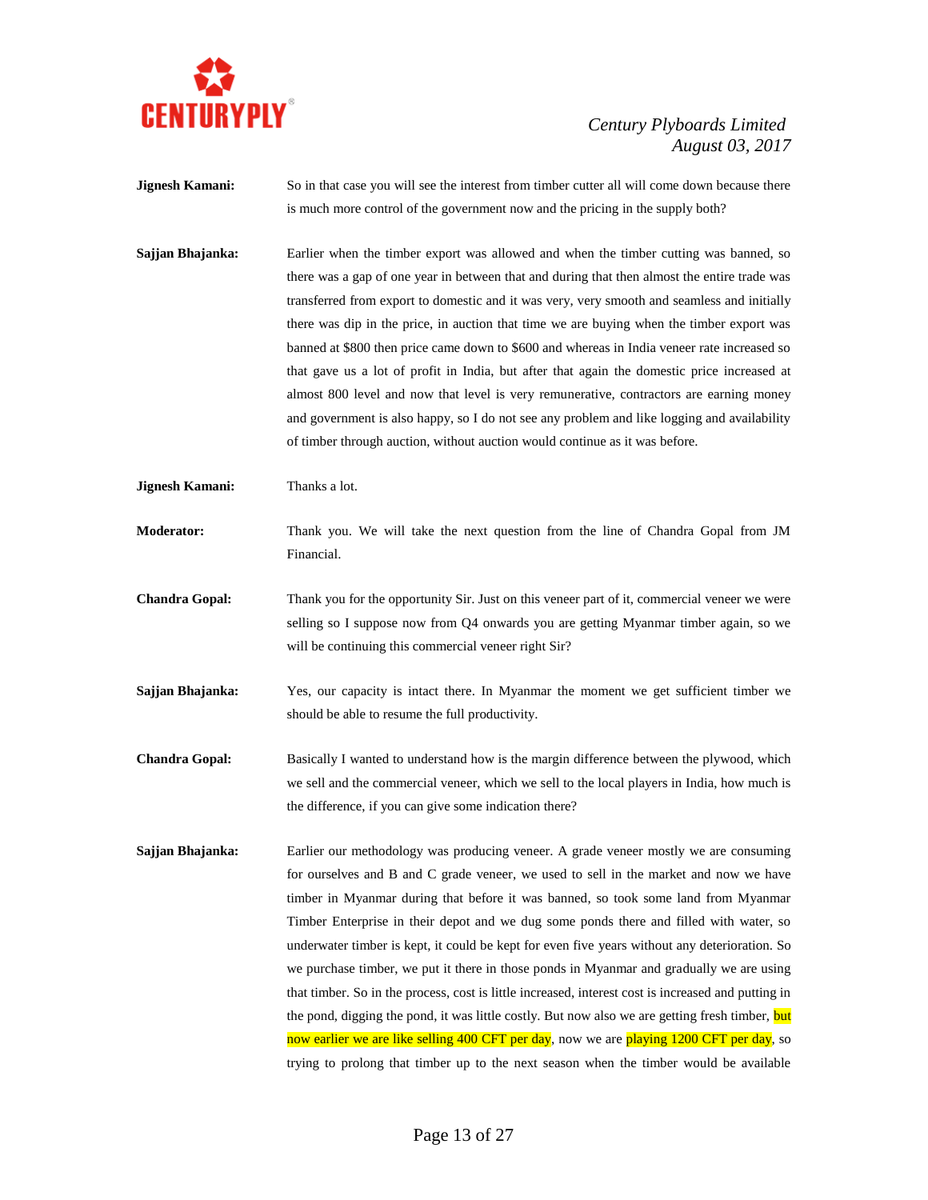**Jignesh Kamani:** So in that case you will see the interest from timber cutter all will come down because there is much more control of the government now and the pricing in the supply both?

**Sajjan Bhajanka:** Earlier when the timber export was allowed and when the timber cutting was banned, so there was a gap of one year in between that and during that then almost the entire trade was transferred from export to domestic and it was very, very smooth and seamless and initially there was dip in the price, in auction that time we are buying when the timber export was banned at $800 then price came down to $600 and whereas in India veneer rate increased so that gave us a lot of profit in India, but after that again the domestic price increased at almost 800 level and now that level is very remunerative, contractors are earning money and government is also happy, so I do not see any problem and like logging and availability of timber through auction, without auction would continue as it was before.

**Jignesh Kamani:** Thanks a lot.

**Moderator:** Thank you. We will take the next question from the line of Chandra Gopal from JM Financial.

**Chandra Gopal:** Thank you for the opportunity Sir. Just on this veneer part of it, commercial veneer we were selling so I suppose now from Q4 onwards you are getting Myanmar timber again, so we will be continuing this commercial veneer right Sir?

**Sajjan Bhajanka:** Yes, our capacity is intact there. In Myanmar the moment we get sufficient timber we should be able to resume the full productivity.

**Chandra Gopal:** Basically I wanted to understand how is the margin difference between the plywood, which we sell and the commercial veneer, which we sell to the local players in India, how much is the difference, if you can give some indication there?

**Sajjan Bhajanka:** Earlier our methodology was producing veneer. A grade veneer mostly we are consuming for ourselves and B and C grade veneer, we used to sell in the market and now we have timber in Myanmar during that before it was banned, so took some land from Myanmar Timber Enterprise in their depot and we dug some ponds there and filled with water, so underwater timber is kept, it could be kept for even five years without any deterioration. So we purchase timber, we put it there in those ponds in Myanmar and gradually we are using that timber. So in the process, cost is little increased, interest cost is increased and putting in the pond, digging the pond, it was little costly. But now also we are getting fresh timber, but now earlier we are like selling 400 CFT per day, now we are playing 1200 CFT per day, so trying to prolong that timber up to the next season when the timber would be available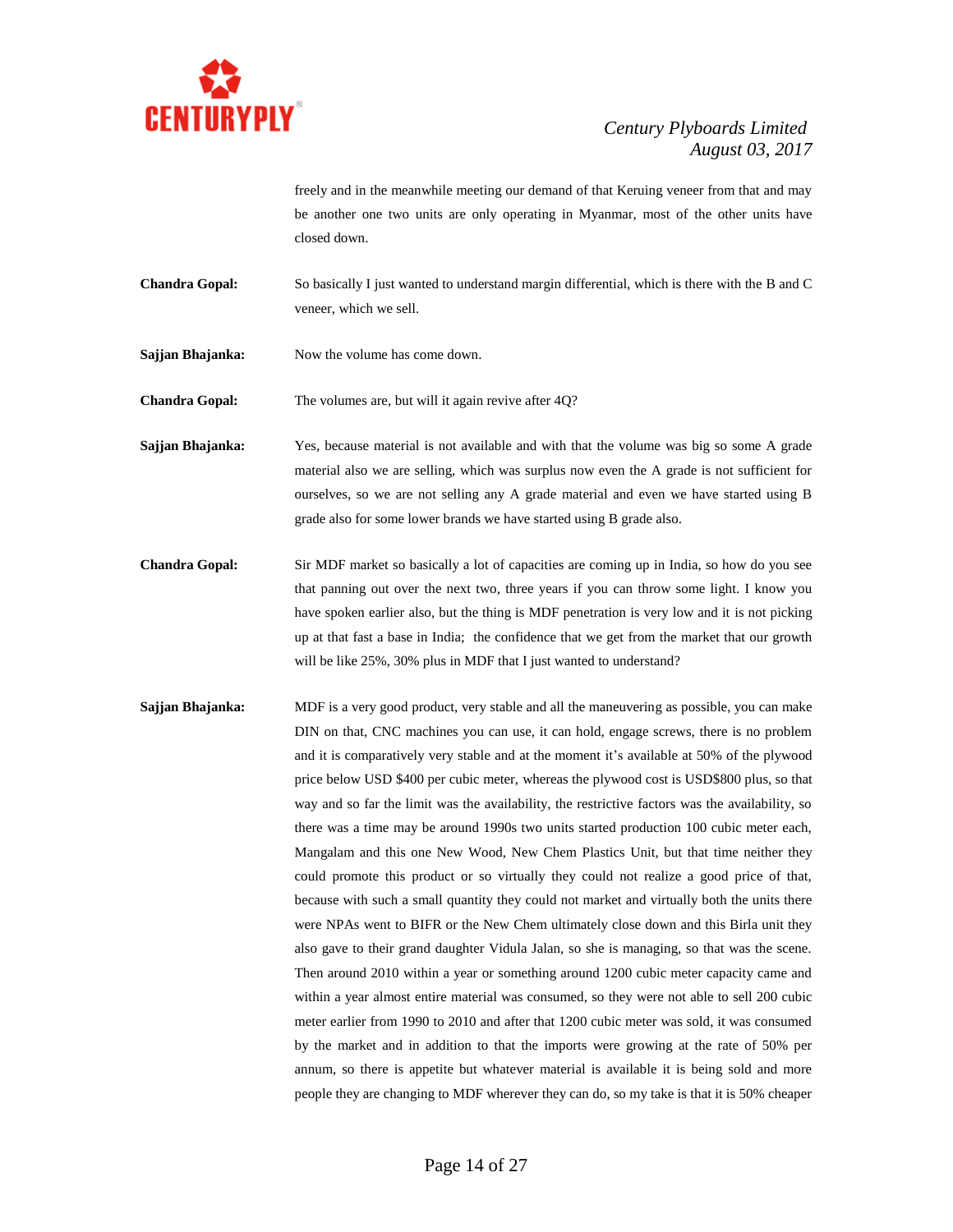freely and in the meanwhile meeting our demand of that Keruing veneer from that and may be another one two units are only operating in Myanmar, most of the other units have closed down.

**Chandra Gopal:** So basically I just wanted to understand margin differential, which is there with the B and C veneer, which we sell.

**Sajjan Bhajanka:** Now the volume has come down.

**Chandra Gopal:** The volumes are, but will it again revive after 4Q?

**Sajjan Bhajanka:** Yes, because material is not available and with that the volume was big so some A grade material also we are selling, which was surplus now even the A grade is not sufficient for ourselves, so we are not selling any A grade material and even we have started using B grade also for some lower brands we have started using B grade also.

**Chandra Gopal:** Sir MDF market so basically a lot of capacities are coming up in India, so how do you see that panning out over the next two, three years if you can throw some light. I know you have spoken earlier also, but the thing is MDF penetration is very low and it is not picking up at that fast a base in India; the confidence that we get from the market that our growth will be like 25%, 30% plus in MDF that I just wanted to understand?

**Sajjan Bhajanka:** MDF is a very good product, very stable and all the maneuvering as possible, you can make DIN on that, CNC machines you can use, it can hold, engage screws, there is no problem and it is comparatively very stable and at the moment it's available at 50% of the plywood price below USD $400 per cubic meter, whereas the plywood cost is USD$800 plus, so that way and so far the limit was the availability, the restrictive factors was the availability, so there was a time may be around 1990s two units started production 100 cubic meter each, Mangalam and this one New Wood, New Chem Plastics Unit, but that time neither they could promote this product or so virtually they could not realize a good price of that, because with such a small quantity they could not market and virtually both the units there were NPAs went to BIFR or the New Chem ultimately close down and this Birla unit they also gave to their grand daughter Vidula Jalan, so she is managing, so that was the scene. Then around 2010 within a year or something around 1200 cubic meter capacity came and within a year almost entire material was consumed, so they were not able to sell 200 cubic meter earlier from 1990 to 2010 and after that 1200 cubic meter was sold, it was consumed by the market and in addition to that the imports were growing at the rate of 50% per annum, so there is appetite but whatever material is available it is being sold and more people they are changing to MDF wherever they can do, so my take is that it is 50% cheaper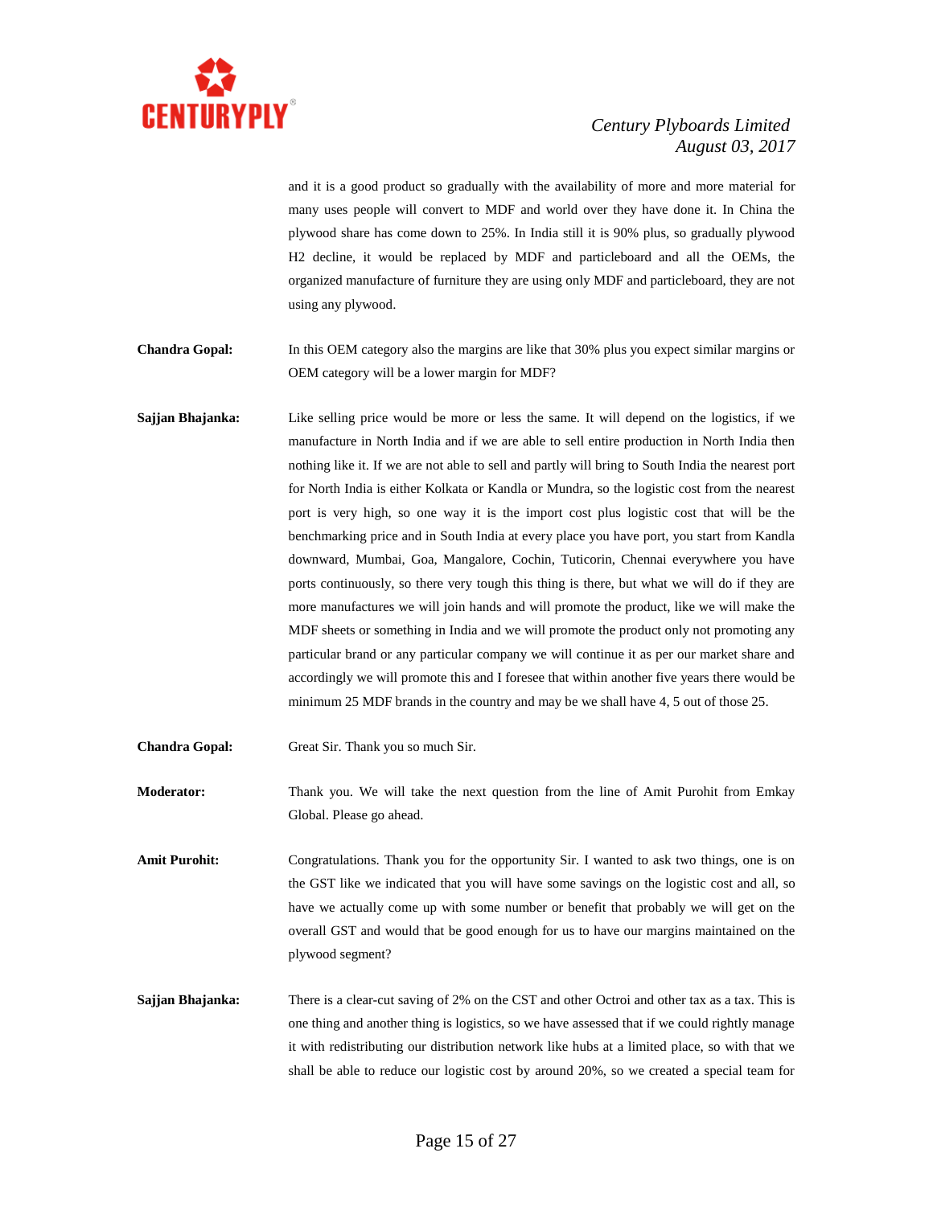and it is a good product so gradually with the availability of more and more material for many uses people will convert to MDF and world over they have done it. In China the plywood share has come down to 25%. In India still it is 90% plus, so gradually plywood H2 decline, it would be replaced by MDF and particleboard and all the OEMs, the organized manufacture of furniture they are using only MDF and particleboard, they are not using any plywood.

**Chandra Gopal:** In this OEM category also the margins are like that 30% plus you expect similar margins or OEM category will be a lower margin for MDF?

**Sajjan Bhajanka:** Like selling price would be more or less the same. It will depend on the logistics, if we manufacture in North India and if we are able to sell entire production in North India then nothing like it. If we are not able to sell and partly will bring to South India the nearest port for North India is either Kolkata or Kandla or Mundra, so the logistic cost from the nearest port is very high, so one way it is the import cost plus logistic cost that will be the benchmarking price and in South India at every place you have port, you start from Kandla downward, Mumbai, Goa, Mangalore, Cochin, Tuticorin, Chennai everywhere you have ports continuously, so there very tough this thing is there, but what we will do if they are more manufactures we will join hands and will promote the product, like we will make the MDF sheets or something in India and we will promote the product only not promoting any particular brand or any particular company we will continue it as per our market share and accordingly we will promote this and I foresee that within another five years there would be minimum 25 MDF brands in the country and may be we shall have 4, 5 out of those 25.

**Chandra Gopal:** Great Sir. Thank you so much Sir.

**Moderator:** Thank you. We will take the next question from the line of Amit Purohit from Emkay Global. Please go ahead.

**Amit Purohit:** Congratulations. Thank you for the opportunity Sir. I wanted to ask two things, one is on the GST like we indicated that you will have some savings on the logistic cost and all, so have we actually come up with some number or benefit that probably we will get on the overall GST and would that be good enough for us to have our margins maintained on the plywood segment?

**Sajjan Bhajanka:** There is a clear-cut saving of 2% on the CST and other Octroi and other tax as a tax. This is one thing and another thing is logistics, so we have assessed that if we could rightly manage it with redistributing our distribution network like hubs at a limited place, so with that we shall be able to reduce our logistic cost by around 20%, so we created a special team for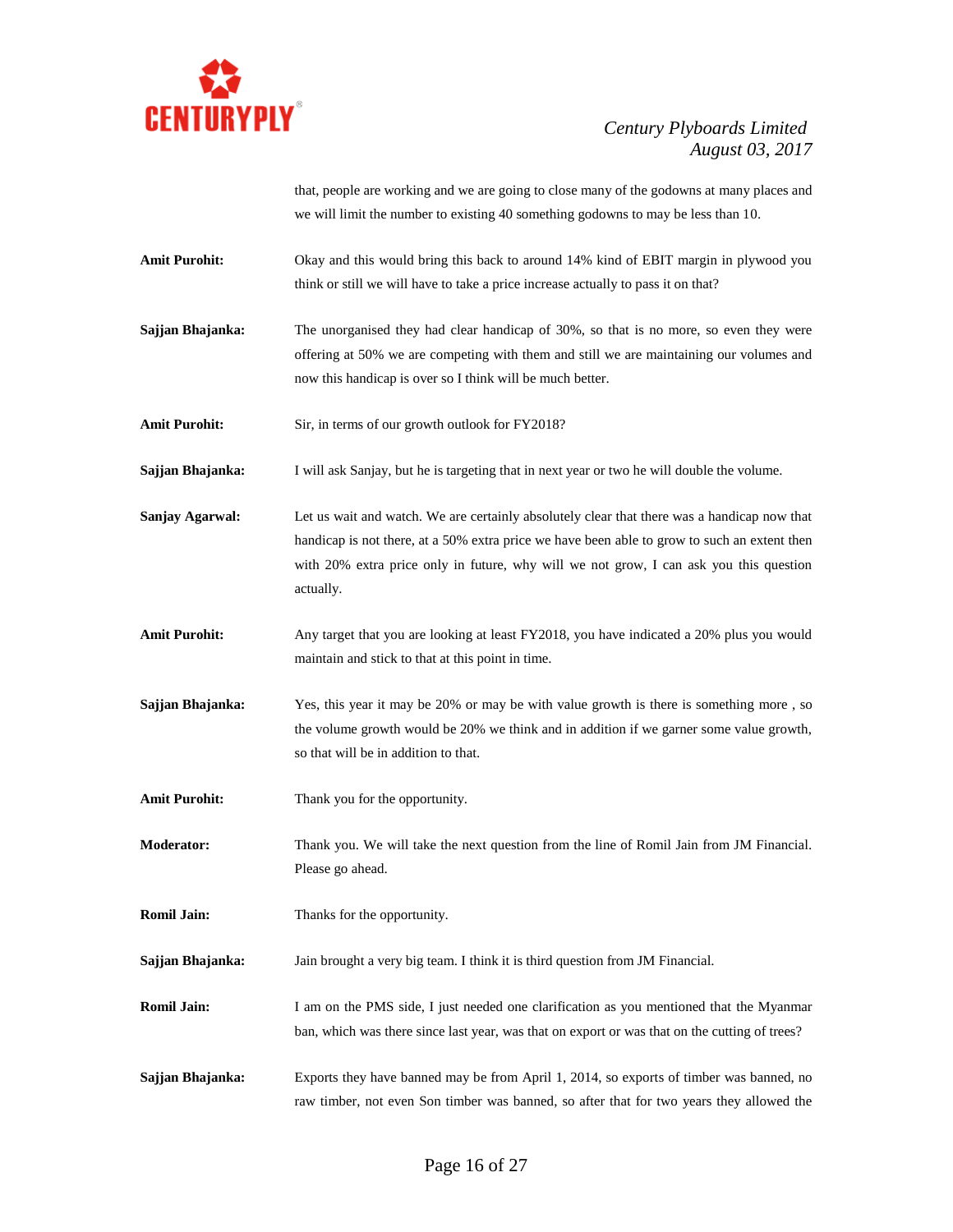that, people are working and we are going to close many of the godowns at many places and we will limit the number to existing 40 something godowns to may be less than 10.

**Amit Purohit:** Okay and this would bring this back to around 14% kind of EBIT margin in plywood you think or still we will have to take a price increase actually to pass it on that?

**Sajjan Bhajanka:** The unorganised they had clear handicap of 30%, so that is no more, so even they were offering at 50% we are competing with them and still we are maintaining our volumes and now this handicap is over so I think will be much better.

**Amit Purohit:** Sir, in terms of our growth outlook for FY2018?

**Sajjan Bhajanka:** I will ask Sanjay, but he is targeting that in next year or two he will double the volume.

**Sanjay Agarwal:** Let us wait and watch. We are certainly absolutely clear that there was a handicap now that handicap is not there, at a 50% extra price we have been able to grow to such an extent then with 20% extra price only in future, why will we not grow, I can ask you this question actually.

**Amit Purohit:** Any target that you are looking at least FY2018, you have indicated a 20% plus you would maintain and stick to that at this point in time.

**Sajjan Bhajanka:** Yes, this year it may be 20% or may be with value growth is there is something more , so the volume growth would be 20% we think and in addition if we garner some value growth, so that will be in addition to that.

**Amit Purohit:** Thank you for the opportunity.

**Moderator:** Thank you. We will take the next question from the line of Romil Jain from JM Financial. Please go ahead.

**Romil Jain:** Thanks for the opportunity.

**Sajjan Bhajanka:** Jain brought a very big team. I think it is third question from JM Financial.

**Romil Jain:** I am on the PMS side, I just needed one clarification as you mentioned that the Myanmar ban, which was there since last year, was that on export or was that on the cutting of trees?

**Sajjan Bhajanka:** Exports they have banned may be from April 1, 2014, so exports of timber was banned, no raw timber, not even Son timber was banned, so after that for two years they allowed the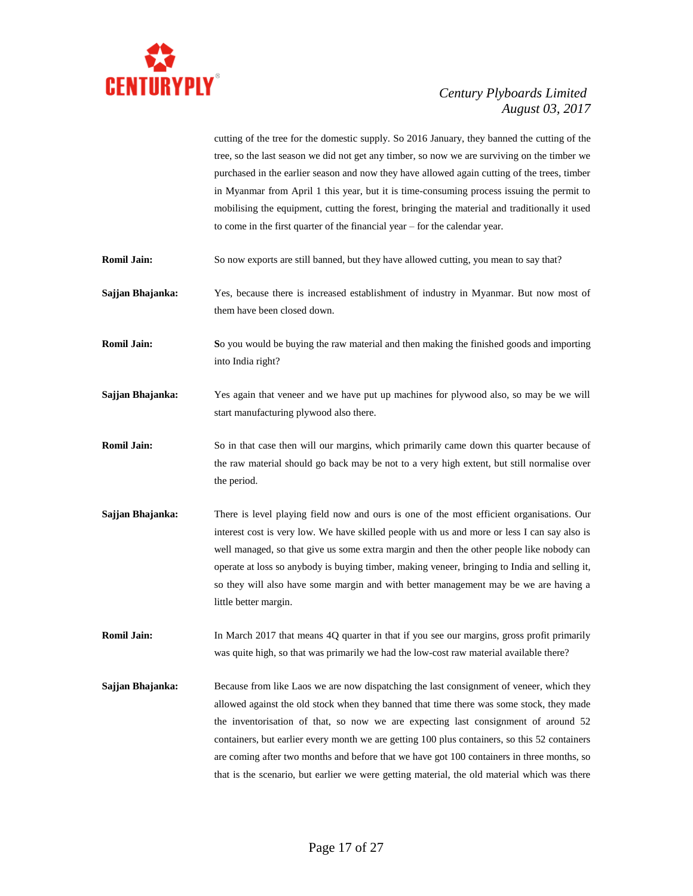cutting of the tree for the domestic supply. So 2016 January, they banned the cutting of the tree, so the last season we did not get any timber, so now we are surviving on the timber we purchased in the earlier season and now they have allowed again cutting of the trees, timber in Myanmar from April 1 this year, but it is time-consuming process issuing the permit to mobilising the equipment, cutting the forest, bringing the material and traditionally it used to come in the first quarter of the financial year – for the calendar year.

**Romil Jain:** So now exports are still banned, but they have allowed cutting, you mean to say that?

**Sajjan Bhajanka:** Yes, because there is increased establishment of industry in Myanmar. But now most of them have been closed down.

**Romil Jain:** So you would be buying the raw material and then making the finished goods and importing into India right?

**Sajjan Bhajanka:** Yes again that veneer and we have put up machines for plywood also, so may be we will start manufacturing plywood also there.

**Romil Jain:** So in that case then will our margins, which primarily came down this quarter because of the raw material should go back may be not to a very high extent, but still normalise over the period.

**Sajjan Bhajanka:** There is level playing field now and ours is one of the most efficient organisations. Our interest cost is very low. We have skilled people with us and more or less I can say also is well managed, so that give us some extra margin and then the other people like nobody can operate at loss so anybody is buying timber, making veneer, bringing to India and selling it, so they will also have some margin and with better management may be we are having a little better margin.

**Romil Jain:** In March 2017 that means 4Q quarter in that if you see our margins, gross profit primarily was quite high, so that was primarily we had the low-cost raw material available there?

**Sajjan Bhajanka:** Because from like Laos we are now dispatching the last consignment of veneer, which they allowed against the old stock when they banned that time there was some stock, they made the inventorisation of that, so now we are expecting last consignment of around 52 containers, but earlier every month we are getting 100 plus containers, so this 52 containers are coming after two months and before that we have got 100 containers in three months, so that is the scenario, but earlier we were getting material, the old material which was there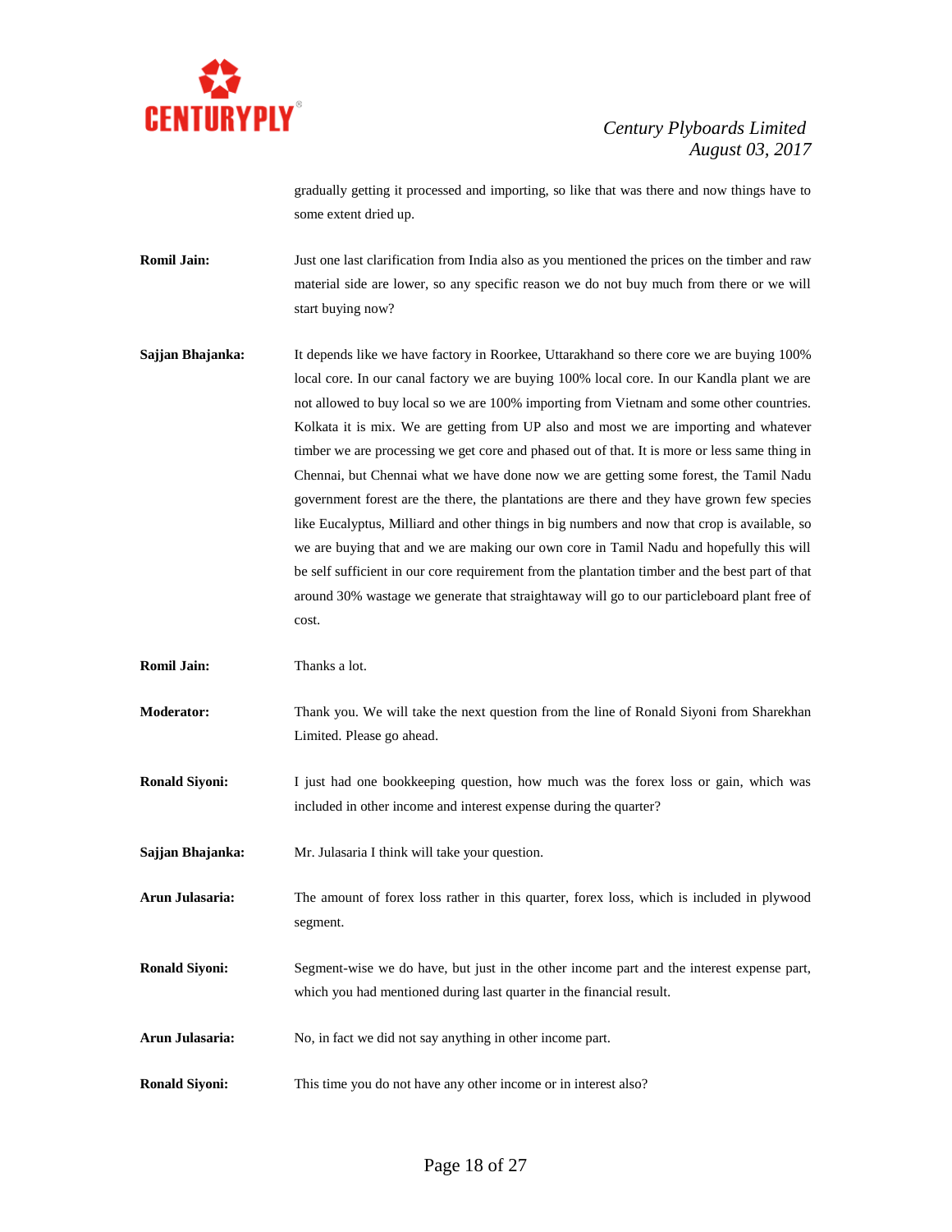gradually getting it processed and importing, so like that was there and now things have to some extent dried up.

**Romil Jain:** Just one last clarification from India also as you mentioned the prices on the timber and raw material side are lower, so any specific reason we do not buy much from there or we will start buying now?

**Sajjan Bhajanka:** It depends like we have factory in Roorkee, Uttarakhand so there core we are buying 100% local core. In our canal factory we are buying 100% local core. In our Kandla plant we are not allowed to buy local so we are 100% importing from Vietnam and some other countries. Kolkata it is mix. We are getting from UP also and most we are importing and whatever timber we are processing we get core and phased out of that. It is more or less same thing in Chennai, but Chennai what we have done now we are getting some forest, the Tamil Nadu government forest are the there, the plantations are there and they have grown few species like Eucalyptus, Milliard and other things in big numbers and now that crop is available, so we are buying that and we are making our own core in Tamil Nadu and hopefully this will be self sufficient in our core requirement from the plantation timber and the best part of that around 30% wastage we generate that straightaway will go to our particleboard plant free of cost.

**Romil Jain:** Thanks a lot.

**Moderator:** Thank you. We will take the next question from the line of Ronald Siyoni from Sharekhan Limited. Please go ahead.

**Ronald Siyoni:** I just had one bookkeeping question, how much was the forex loss or gain, which was included in other income and interest expense during the quarter?

**Sajjan Bhajanka:** Mr. Julasaria I think will take your question.

**Arun Julasaria:** The amount of forex loss rather in this quarter, forex loss, which is included in plywood segment.

**Ronald Siyoni:** Segment-wise we do have, but just in the other income part and the interest expense part, which you had mentioned during last quarter in the financial result.

**Arun Julasaria:** No, in fact we did not say anything in other income part.

**Ronald Siyoni:** This time you do not have any other income or in interest also?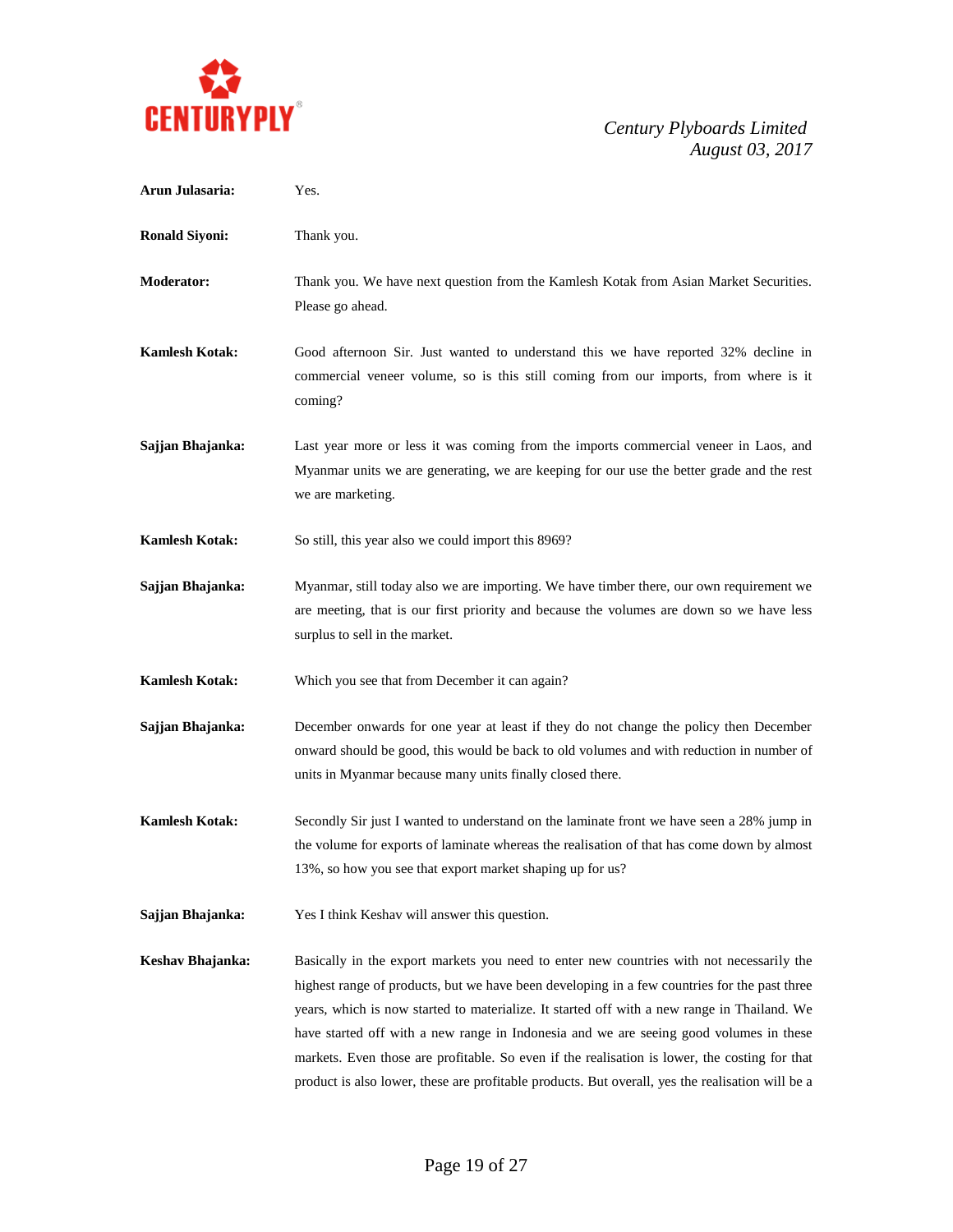**Arun Julasaria:** Yes.

**Ronald Siyoni:** Thank you.

**Moderator:** Thank you. We have next question from the Kamlesh Kotak from Asian Market Securities. Please go ahead.

**Kamlesh Kotak:** Good afternoon Sir. Just wanted to understand this we have reported 32% decline in commercial veneer volume, so is this still coming from our imports, from where is it coming?

**Sajjan Bhajanka:** Last year more or less it was coming from the imports commercial veneer in Laos, and Myanmar units we are generating, we are keeping for our use the better grade and the rest we are marketing.

**Kamlesh Kotak:** So still, this year also we could import this 8969?

**Sajjan Bhajanka:** Myanmar, still today also we are importing. We have timber there, our own requirement we are meeting, that is our first priority and because the volumes are down so we have less surplus to sell in the market.

**Kamlesh Kotak:** Which you see that from December it can again?

**Sajjan Bhajanka:** December onwards for one year at least if they do not change the policy then December onward should be good, this would be back to old volumes and with reduction in number of units in Myanmar because many units finally closed there.

**Kamlesh Kotak:** Secondly Sir just I wanted to understand on the laminate front we have seen a 28% jump in the volume for exports of laminate whereas the realisation of that has come down by almost 13%, so how you see that export market shaping up for us?

**Sajjan Bhajanka:** Yes I think Keshav will answer this question.

**Keshav Bhajanka:** Basically in the export markets you need to enter new countries with not necessarily the highest range of products, but we have been developing in a few countries for the past three years, which is now started to materialize. It started off with a new range in Thailand. We have started off with a new range in Indonesia and we are seeing good volumes in these markets. Even those are profitable. So even if the realisation is lower, the costing for that product is also lower, these are profitable products. But overall, yes the realisation will be a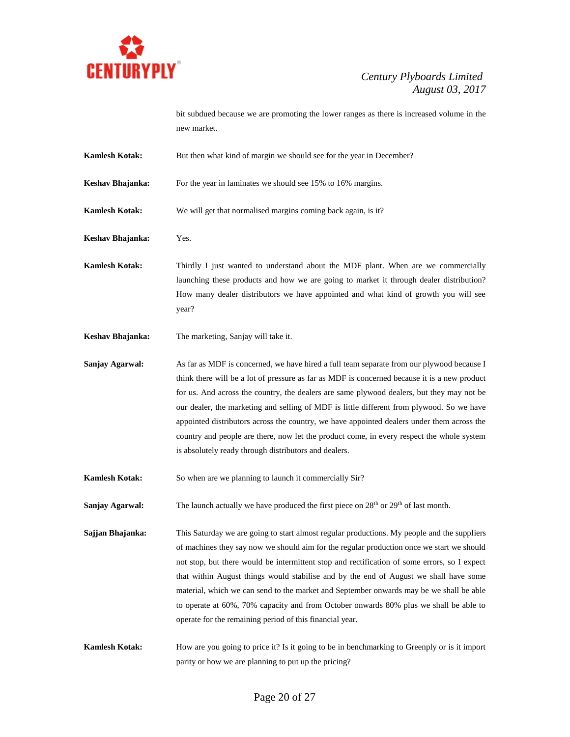bit subdued because we are promoting the lower ranges as there is increased volume in the new market.

**Kamlesh Kotak:** But then what kind of margin we should see for the year in December?

**Keshav Bhajanka:** For the year in laminates we should see 15% to 16% margins.

**Kamlesh Kotak:** We will get that normalised margins coming back again, is it?

**Keshav Bhajanka:** Yes.

**Kamlesh Kotak:** Thirdly I just wanted to understand about the MDF plant. When are we commercially launching these products and how we are going to market it through dealer distribution? How many dealer distributors we have appointed and what kind of growth you will see year?

**Keshav Bhajanka:** The marketing, Sanjay will take it.

**Sanjay Agarwal:** As far as MDF is concerned, we have hired a full team separate from our plywood because I think there will be a lot of pressure as far as MDF is concerned because it is a new product for us. And across the country, the dealers are same plywood dealers, but they may not be our dealer, the marketing and selling of MDF is little different from plywood. So we have appointed distributors across the country, we have appointed dealers under them across the country and people are there, now let the product come, in every respect the whole system is absolutely ready through distributors and dealers.

**Kamlesh Kotak:** So when are we planning to launch it commercially Sir?

**Sanjay Agarwal:** The launch actually we have produced the first piece on 28th or 29th of last month.

**Sajjan Bhajanka:** This Saturday we are going to start almost regular productions. My people and the suppliers of machines they say now we should aim for the regular production once we start we should not stop, but there would be intermittent stop and rectification of some errors, so I expect that within August things would stabilise and by the end of August we shall have some material, which we can send to the market and September onwards may be we shall be able to operate at 60%, 70% capacity and from October onwards 80% plus we shall be able to operate for the remaining period of this financial year.

**Kamlesh Kotak:** How are you going to price it? Is it going to be in benchmarking to Greenply or is it import parity or how we are planning to put up the pricing?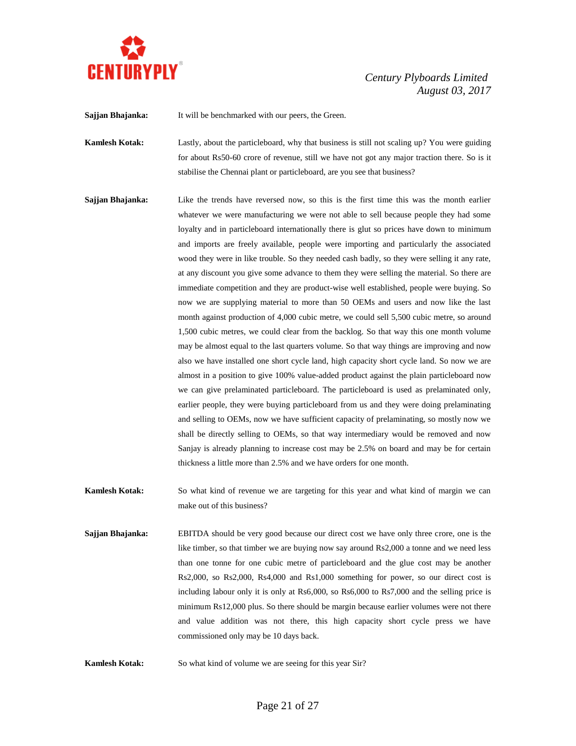**Sajjan Bhajanka:** It will be benchmarked with our peers, the Green.

**Kamlesh Kotak:** Lastly, about the particleboard, why that business is still not scaling up? You were guiding for about Rs50-60 crore of revenue, still we have not got any major traction there. So is it stabilise the Chennai plant or particleboard, are you see that business?

**Sajjan Bhajanka:** Like the trends have reversed now, so this is the first time this was the month earlier whatever we were manufacturing we were not able to sell because people they had some loyalty and in particleboard internationally there is glut so prices have down to minimum and imports are freely available, people were importing and particularly the associated wood they were in like trouble. So they needed cash badly, so they were selling it any rate, at any discount you give some advance to them they were selling the material. So there are immediate competition and they are product-wise well established, people were buying. So now we are supplying material to more than 50 OEMs and users and now like the last month against production of 4,000 cubic metre, we could sell 5,500 cubic metre, so around 1,500 cubic metres, we could clear from the backlog. So that way this one month volume may be almost equal to the last quarters volume. So that way things are improving and now also we have installed one short cycle land, high capacity short cycle land. So now we are almost in a position to give 100% value-added product against the plain particleboard now we can give prelaminated particleboard. The particleboard is used as prelaminated only, earlier people, they were buying particleboard from us and they were doing prelaminating and selling to OEMs, now we have sufficient capacity of prelaminating, so mostly now we shall be directly selling to OEMs, so that way intermediary would be removed and now Sanjay is already planning to increase cost may be 2.5% on board and may be for certain thickness a little more than 2.5% and we have orders for one month.

**Kamlesh Kotak:** So what kind of revenue we are targeting for this year and what kind of margin we can make out of this business?

**Sajjan Bhajanka:** EBITDA should be very good because our direct cost we have only three crore, one is the like timber, so that timber we are buying now say around Rs2,000 a tonne and we need less than one tonne for one cubic metre of particleboard and the glue cost may be another Rs2,000, so Rs2,000, Rs4,000 and Rs1,000 something for power, so our direct cost is including labour only it is only at Rs6,000, so Rs6,000 to Rs7,000 and the selling price is minimum Rs12,000 plus. So there should be margin because earlier volumes were not there and value addition was not there, this high capacity short cycle press we have commissioned only may be 10 days back.

**Kamlesh Kotak:** So what kind of volume we are seeing for this year Sir?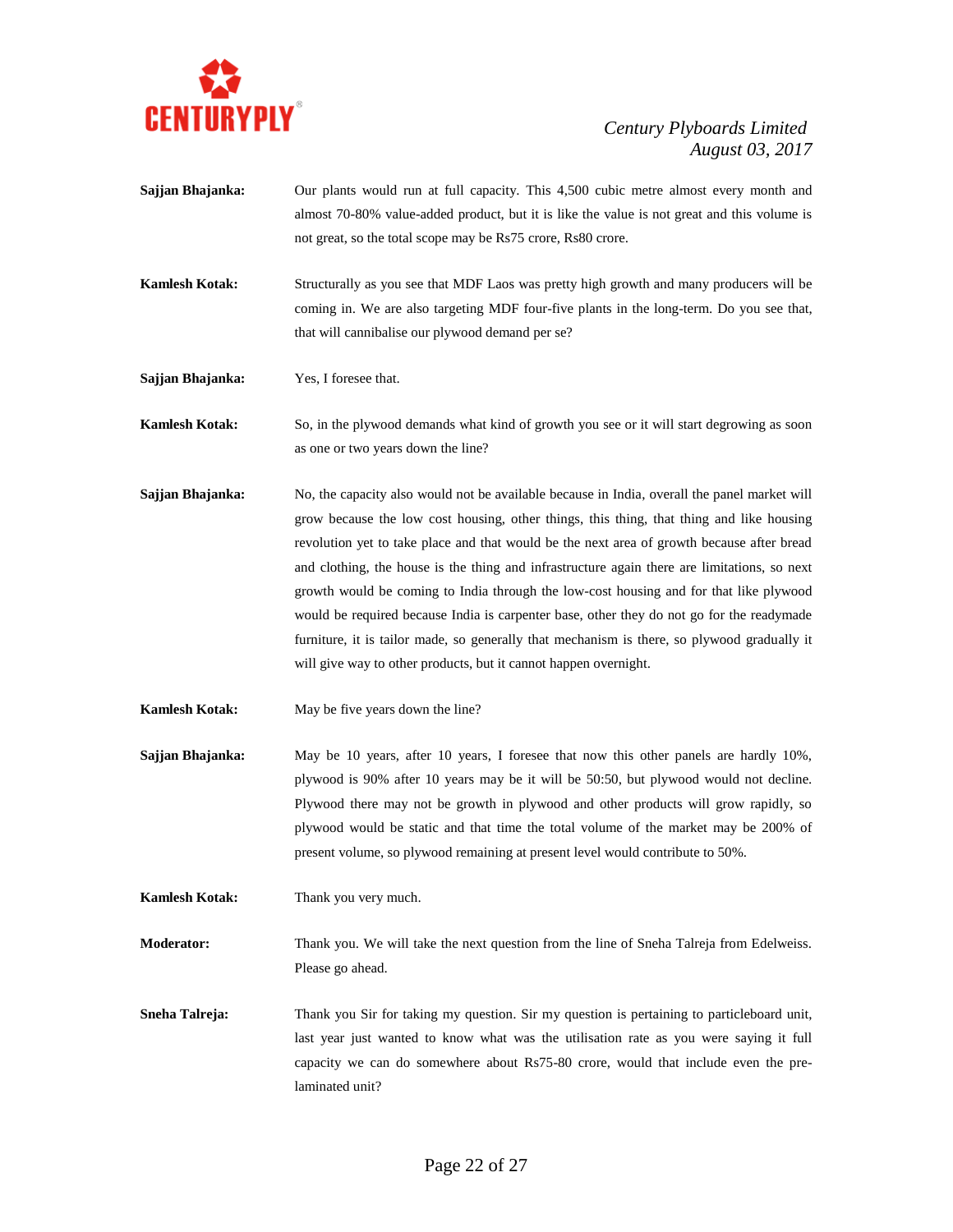**Sajjan Bhajanka:** Our plants would run at full capacity. This 4,500 cubic metre almost every month and almost 70-80% value-added product, but it is like the value is not great and this volume is not great, so the total scope may be Rs75 crore, Rs80 crore.

**Kamlesh Kotak:** Structurally as you see that MDF Laos was pretty high growth and many producers will be coming in. We are also targeting MDF four-five plants in the long-term. Do you see that, that will cannibalise our plywood demand per se?

**Sajjan Bhajanka:** Yes, I foresee that.

**Kamlesh Kotak:** So, in the plywood demands what kind of growth you see or it will start degrowing as soon as one or two years down the line?

**Sajjan Bhajanka:** No, the capacity also would not be available because in India, overall the panel market will grow because the low cost housing, other things, this thing, that thing and like housing revolution yet to take place and that would be the next area of growth because after bread and clothing, the house is the thing and infrastructure again there are limitations, so next growth would be coming to India through the low-cost housing and for that like plywood would be required because India is carpenter base, other they do not go for the readymade furniture, it is tailor made, so generally that mechanism is there, so plywood gradually it will give way to other products, but it cannot happen overnight.

**Kamlesh Kotak:** May be five years down the line?

**Sajjan Bhajanka:** May be 10 years, after 10 years, I foresee that now this other panels are hardly 10%, plywood is 90% after 10 years may be it will be 50:50, but plywood would not decline. Plywood there may not be growth in plywood and other products will grow rapidly, so plywood would be static and that time the total volume of the market may be 200% of present volume, so plywood remaining at present level would contribute to 50%.

**Kamlesh Kotak:** Thank you very much.

**Moderator:** Thank you. We will take the next question from the line of Sneha Talreja from Edelweiss. Please go ahead.

**Sneha Talreja:** Thank you Sir for taking my question. Sir my question is pertaining to particleboard unit, last year just wanted to know what was the utilisation rate as you were saying it full capacity we can do somewhere about Rs75-80 crore, would that include even the pre-laminated unit?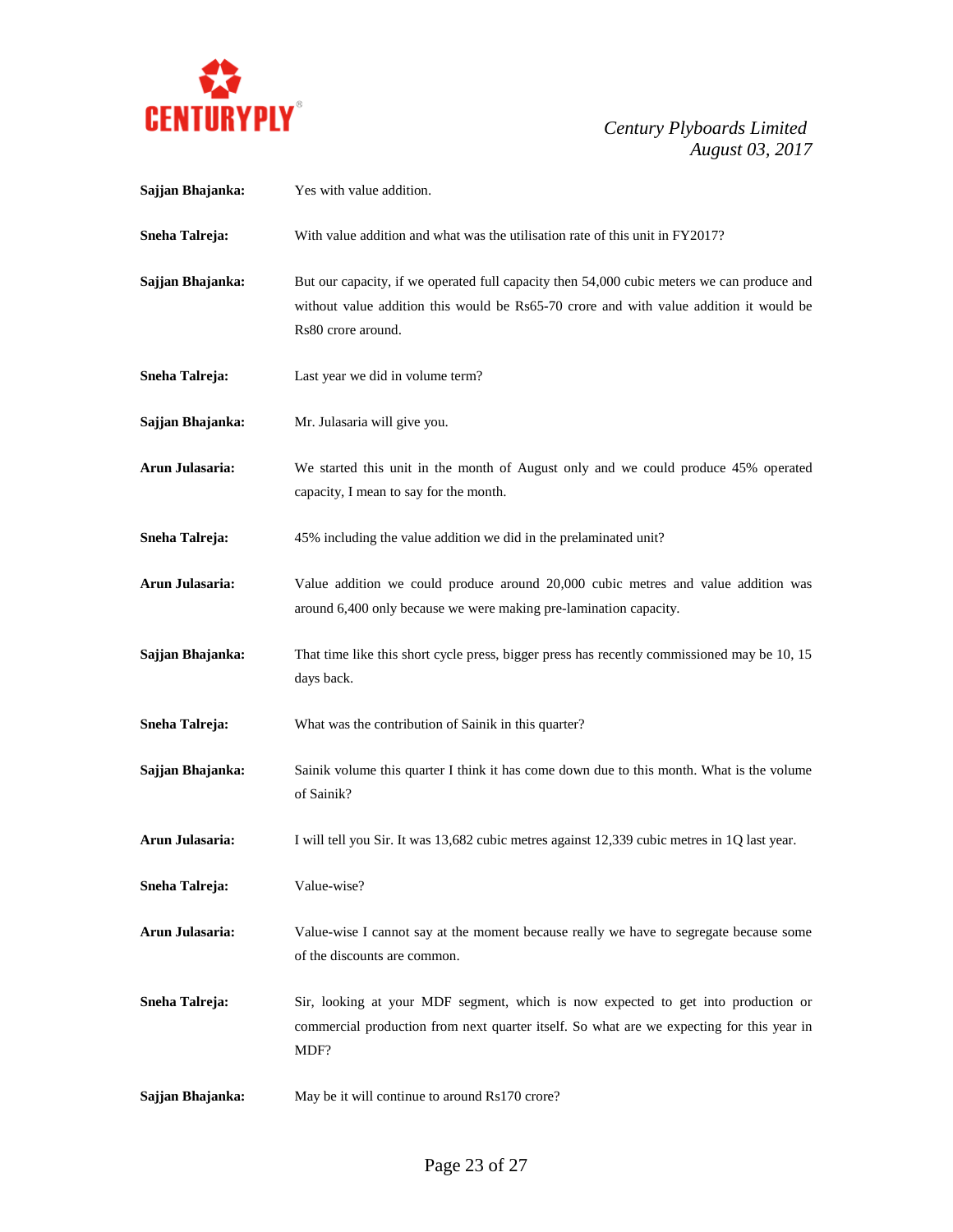**Sajjan Bhajanka:** Yes with value addition.

**Sneha Talreja:** With value addition and what was the utilisation rate of this unit in FY2017?

**Sajjan Bhajanka:** But our capacity, if we operated full capacity then 54,000 cubic meters we can produce and without value addition this would be Rs65-70 crore and with value addition it would be Rs80 crore around.

**Sneha Talreja:** Last year we did in volume term?

**Sajjan Bhajanka:** Mr. Julasaria will give you.

**Arun Julasaria:** We started this unit in the month of August only and we could produce 45% operated capacity, I mean to say for the month.

**Sneha Talreja:** 45% including the value addition we did in the prelaminated unit?

**Arun Julasaria:** Value addition we could produce around 20,000 cubic metres and value addition was around 6,400 only because we were making pre-lamination capacity.

**Sajjan Bhajanka:** That time like this short cycle press, bigger press has recently commissioned may be 10, 15 days back.

**Sneha Talreja:** What was the contribution of Sainik in this quarter?

**Sajjan Bhajanka:** Sainik volume this quarter I think it has come down due to this month. What is the volume of Sainik?

**Arun Julasaria:** I will tell you Sir. It was 13,682 cubic metres against 12,339 cubic metres in 1Q last year.

**Sneha Talreja:** Value-wise?

**Arun Julasaria:** Value-wise I cannot say at the moment because really we have to segregate because some of the discounts are common.

**Sneha Talreja:** Sir, looking at your MDF segment, which is now expected to get into production or commercial production from next quarter itself. So what are we expecting for this year in MDF?

**Sajjan Bhajanka:** May be it will continue to around Rs170 crore?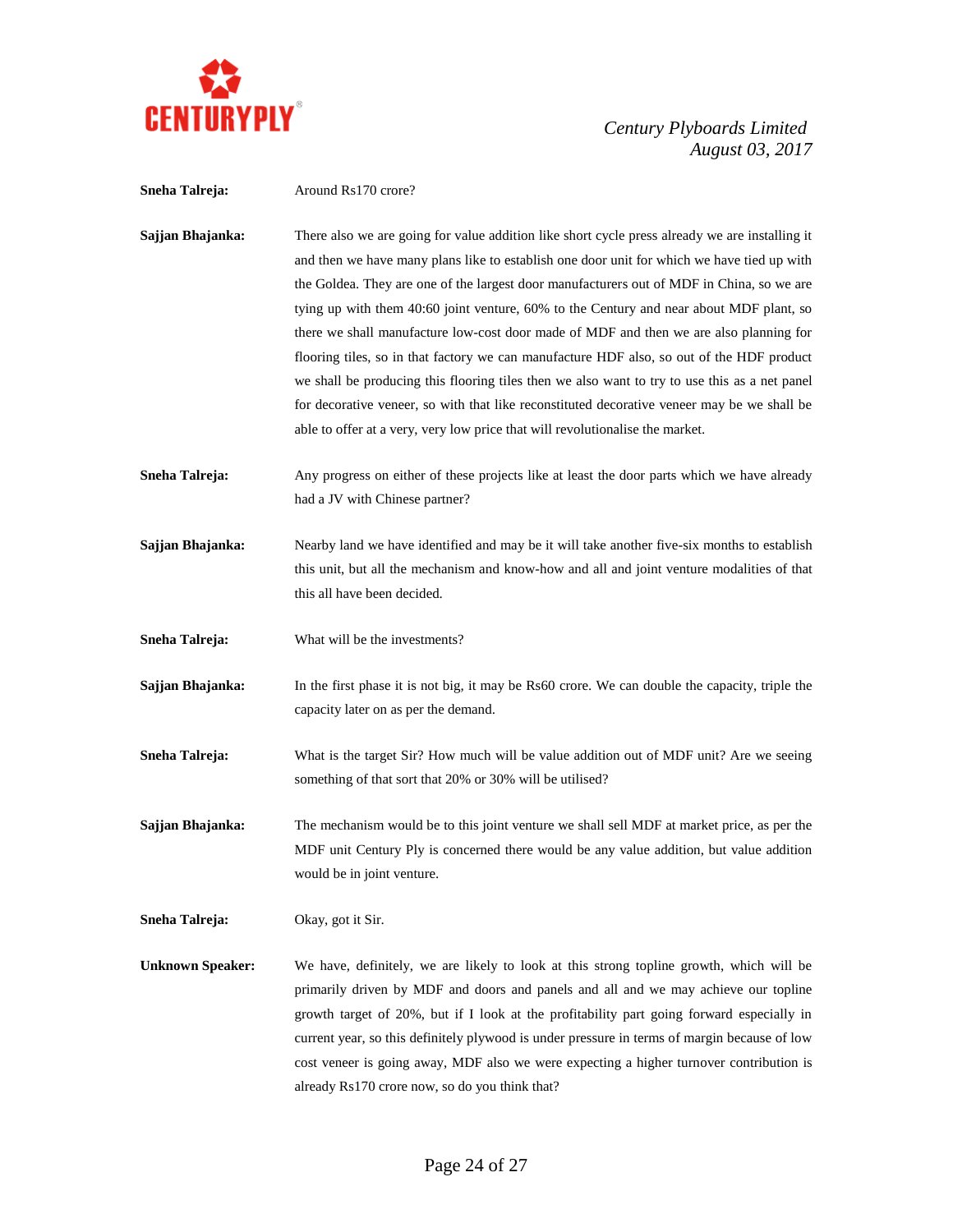**Sneha Talreja:** Around Rs170 crore?

**Sajjan Bhajanka:** There also we are going for value addition like short cycle press already we are installing it and then we have many plans like to establish one door unit for which we have tied up with the Goldea. They are one of the largest door manufacturers out of MDF in China, so we are tying up with them 40:60 joint venture, 60% to the Century and near about MDF plant, so there we shall manufacture low-cost door made of MDF and then we are also planning for flooring tiles, so in that factory we can manufacture HDF also, so out of the HDF product we shall be producing this flooring tiles then we also want to try to use this as a net panel for decorative veneer, so with that like reconstituted decorative veneer may be we shall be able to offer at a very, very low price that will revolutionalise the market.

**Sneha Talreja:** Any progress on either of these projects like at least the door parts which we have already had a JV with Chinese partner?

**Sajjan Bhajanka:** Nearby land we have identified and may be it will take another five-six months to establish this unit, but all the mechanism and know-how and all and joint venture modalities of that this all have been decided.

**Sneha Talreja:** What will be the investments?

**Sajjan Bhajanka:** In the first phase it is not big, it may be Rs60 crore. We can double the capacity, triple the capacity later on as per the demand.

**Sneha Talreja:** What is the target Sir? How much will be value addition out of MDF unit? Are we seeing something of that sort that 20% or 30% will be utilised?

**Sajjan Bhajanka:** The mechanism would be to this joint venture we shall sell MDF at market price, as per the MDF unit Century Ply is concerned there would be any value addition, but value addition would be in joint venture.

**Sneha Talreja:** Okay, got it Sir.

**Unknown Speaker:** We have, definitely, we are likely to look at this strong topline growth, which will be primarily driven by MDF and doors and panels and all and we may achieve our topline growth target of 20%, but if I look at the profitability part going forward especially in current year, so this definitely plywood is under pressure in terms of margin because of low cost veneer is going away, MDF also we were expecting a higher turnover contribution is already Rs170 crore now, so do you think that?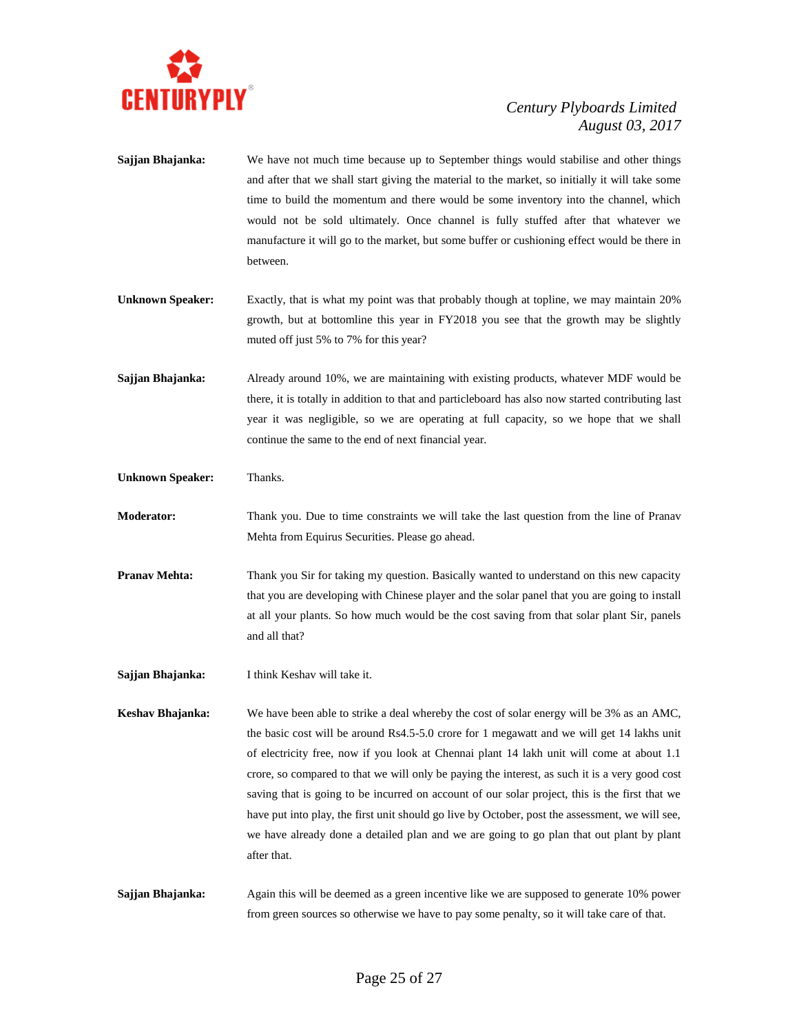**Sajjan Bhajanka:** We have not much time because up to September things would stabilise and other things and after that we shall start giving the material to the market, so initially it will take some time to build the momentum and there would be some inventory into the channel, which would not be sold ultimately. Once channel is fully stuffed after that whatever we manufacture it will go to the market, but some buffer or cushioning effect would be there in between.

**Unknown Speaker:** Exactly, that is what my point was that probably though at topline, we may maintain 20% growth, but at bottomline this year in FY2018 you see that the growth may be slightly muted off just 5% to 7% for this year?

**Sajjan Bhajanka:** Already around 10%, we are maintaining with existing products, whatever MDF would be there, it is totally in addition to that and particleboard has also now started contributing last year it was negligible, so we are operating at full capacity, so we hope that we shall continue the same to the end of next financial year.

**Unknown Speaker:** Thanks.

**Moderator:** Thank you. Due to time constraints we will take the last question from the line of Pranav Mehta from Equirus Securities. Please go ahead.

**Pranav Mehta:** Thank you Sir for taking my question. Basically wanted to understand on this new capacity that you are developing with Chinese player and the solar panel that you are going to install at all your plants. So how much would be the cost saving from that solar plant Sir, panels and all that?

**Sajjan Bhajanka:** I think Keshav will take it.

**Keshav Bhajanka:** We have been able to strike a deal whereby the cost of solar energy will be 3% as an AMC, the basic cost will be around Rs4.5-5.0 crore for 1 megawatt and we will get 14 lakhs unit of electricity free, now if you look at Chennai plant 14 lakh unit will come at about 1.1 crore, so compared to that we will only be paying the interest, as such it is a very good cost saving that is going to be incurred on account of our solar project, this is the first that we have put into play, the first unit should go live by October, post the assessment, we will see, we have already done a detailed plan and we are going to go plan that out plant by plant after that.

**Sajjan Bhajanka:** Again this will be deemed as a green incentive like we are supposed to generate 10% power from green sources so otherwise we have to pay some penalty, so it will take care of that.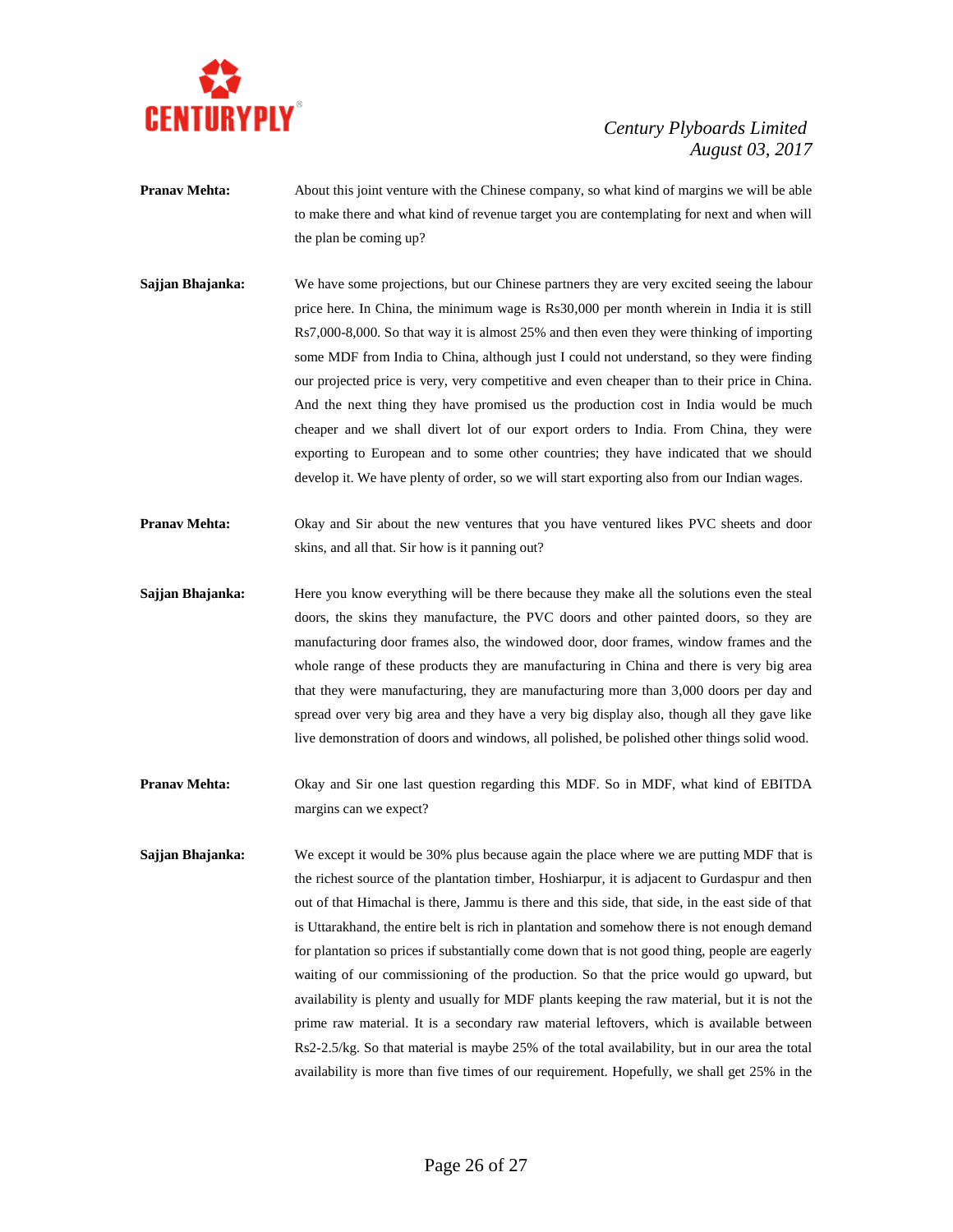**Pranav Mehta:** About this joint venture with the Chinese company, so what kind of margins we will be able to make there and what kind of revenue target you are contemplating for next and when will the plan be coming up?

**Sajjan Bhajanka:** We have some projections, but our Chinese partners they are very excited seeing the labour price here. In China, the minimum wage is Rs30,000 per month wherein in India it is still Rs7,000-8,000. So that way it is almost 25% and then even they were thinking of importing some MDF from India to China, although just I could not understand, so they were finding our projected price is very, very competitive and even cheaper than to their price in China. And the next thing they have promised us the production cost in India would be much cheaper and we shall divert lot of our export orders to India. From China, they were exporting to European and to some other countries; they have indicated that we should develop it. We have plenty of order, so we will start exporting also from our Indian wages.

**Pranav Mehta:** Okay and Sir about the new ventures that you have ventured likes PVC sheets and door skins, and all that. Sir how is it panning out?

**Sajjan Bhajanka:** Here you know everything will be there because they make all the solutions even the steal doors, the skins they manufacture, the PVC doors and other painted doors, so they are manufacturing door frames also, the windowed door, door frames, window frames and the whole range of these products they are manufacturing in China and there is very big area that they were manufacturing, they are manufacturing more than 3,000 doors per day and spread over very big area and they have a very big display also, though all they gave like live demonstration of doors and windows, all polished, be polished other things solid wood.

**Pranav Mehta:** Okay and Sir one last question regarding this MDF. So in MDF, what kind of EBITDA margins can we expect?

**Sajjan Bhajanka:** We except it would be 30% plus because again the place where we are putting MDF that is the richest source of the plantation timber, Hoshiarpur, it is adjacent to Gurdaspur and then out of that Himachal is there, Jammu is there and this side, that side, in the east side of that is Uttarakhand, the entire belt is rich in plantation and somehow there is not enough demand for plantation so prices if substantially come down that is not good thing, people are eagerly waiting of our commissioning of the production. So that the price would go upward, but availability is plenty and usually for MDF plants keeping the raw material, but it is not the prime raw material. It is a secondary raw material leftovers, which is available between Rs2-2.5/kg. So that material is maybe 25% of the total availability, but in our area the total availability is more than five times of our requirement. Hopefully, we shall get 25% in the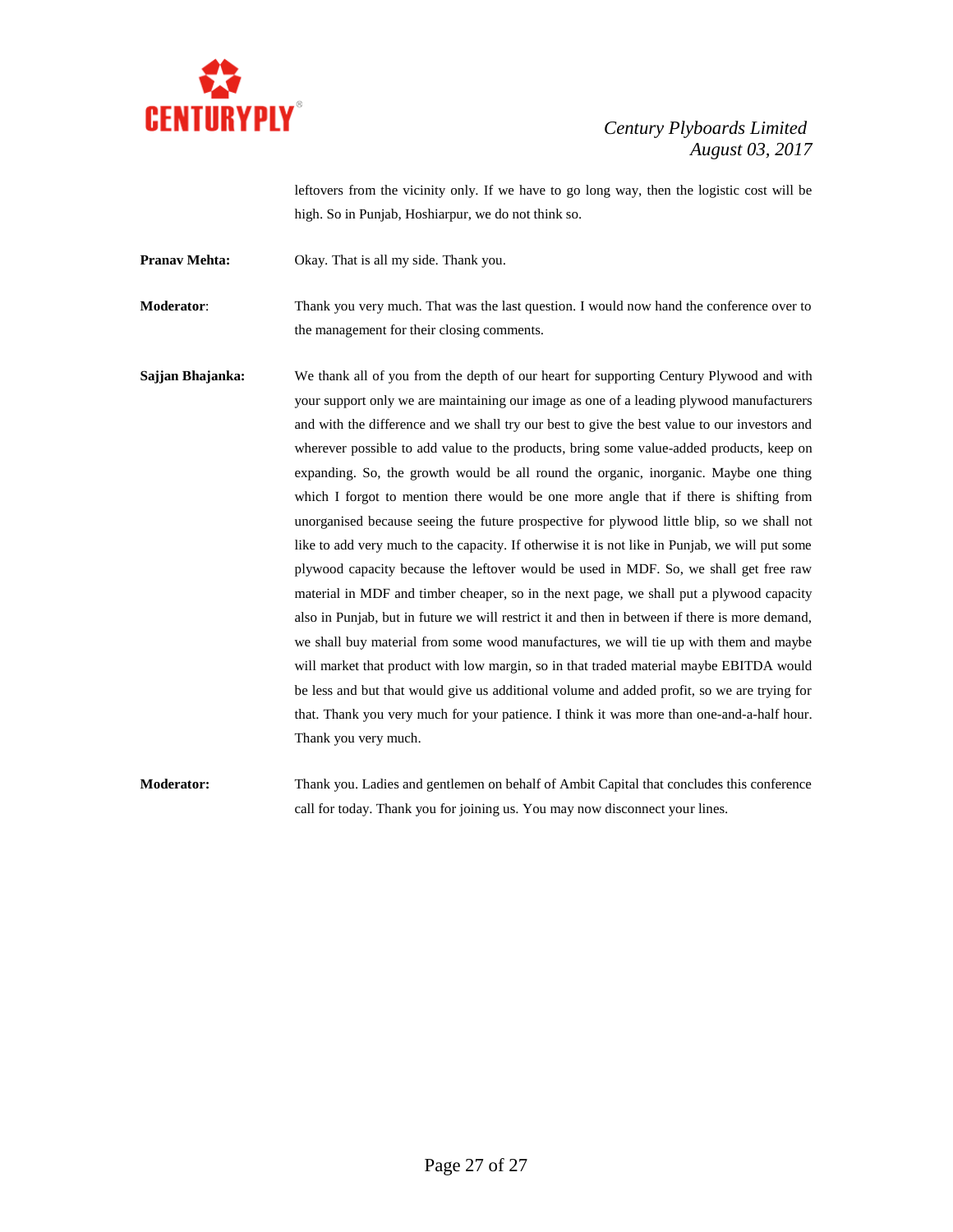leftovers from the vicinity only. If we have to go long way, then the logistic cost will be high. So in Punjab, Hoshiarpur, we do not think so.

**Pranav Mehta:** Okay. That is all my side. Thank you.

**Moderator**: Thank you very much. That was the last question. I would now hand the conference over to the management for their closing comments.

**Sajjan Bhajanka:** We thank all of you from the depth of our heart for supporting Century Plywood and with your support only we are maintaining our image as one of a leading plywood manufacturers and with the difference and we shall try our best to give the best value to our investors and wherever possible to add value to the products, bring some value-added products, keep on expanding. So, the growth would be all round the organic, inorganic. Maybe one thing which I forgot to mention there would be one more angle that if there is shifting from unorganised because seeing the future prospective for plywood little blip, so we shall not like to add very much to the capacity. If otherwise it is not like in Punjab, we will put some plywood capacity because the leftover would be used in MDF. So, we shall get free raw material in MDF and timber cheaper, so in the next page, we shall put a plywood capacity also in Punjab, but in future we will restrict it and then in between if there is more demand, we shall buy material from some wood manufactures, we will tie up with them and maybe will market that product with low margin, so in that traded material maybe EBITDA would be less and but that would give us additional volume and added profit, so we are trying for that. Thank you very much for your patience. I think it was more than one-and-a-half hour. Thank you very much.

**Moderator:** Thank you. Ladies and gentlemen on behalf of Ambit Capital that concludes this conference call for today. Thank you for joining us. You may now disconnect your lines.